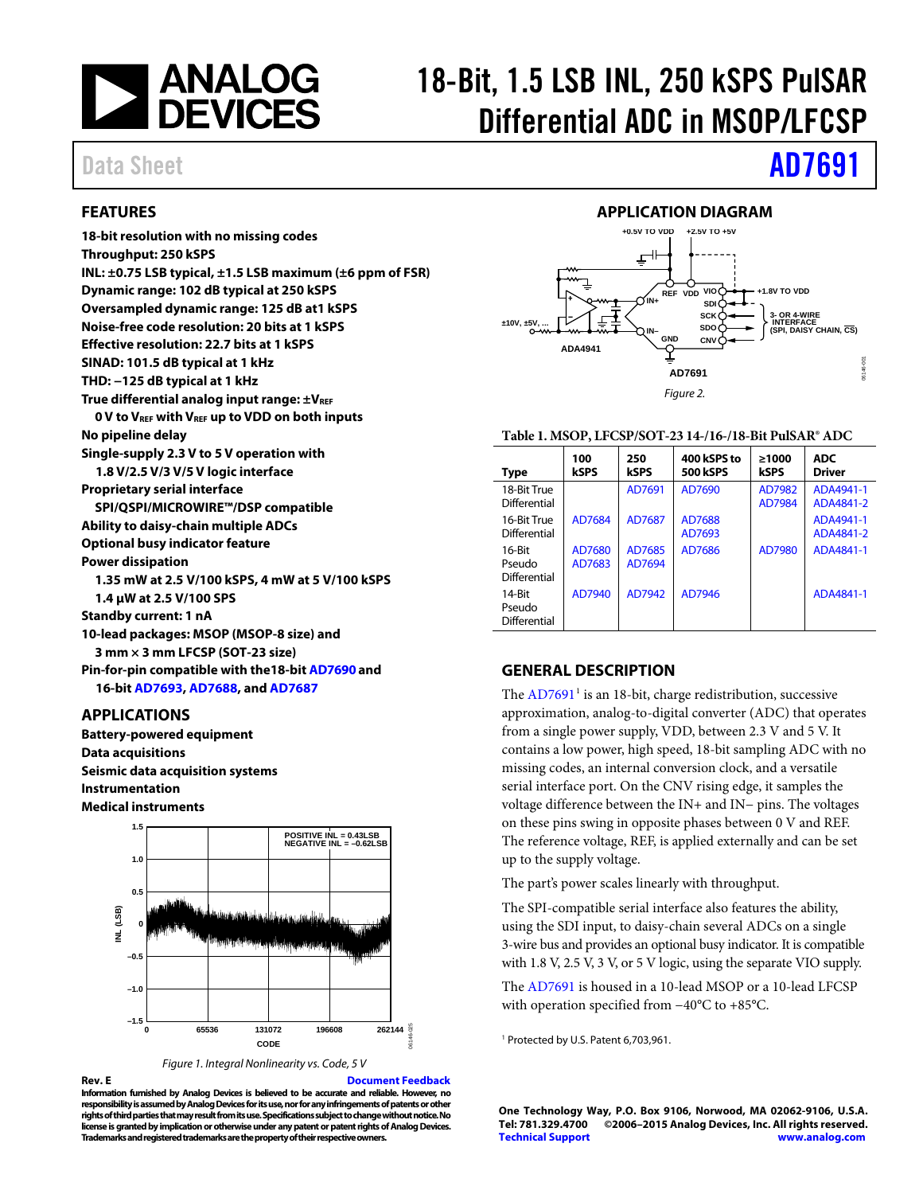# 18-Bit, 1.5 LSB INL, 250 kSPS PulSAR Differential ADC in MSOP/LFCSP

Data Sheet **AD7691**

## FEATURES

- 18-bit resolution with no missing codes
- Throughput: 250 kSPS
- INL: ±0.75 LSB typical, ±1.5 LSB maximum (±6 ppm of FSR)
- Dynamic range: 102 dB typical at 250 kSPS
- Oversampled dynamic range: 125 dB at1 kSPS
- Noise-free code resolution: 20 bits at 1 kSPS
- Effective resolution: 22.7 bits at 1 kSPS
- SINAD: 101.5 dB typical at 1 kHz
- THD: −125 dB typical at 1 kHz
- True differential analog input range: $\pm V_{REF}$
  - 0 V to $V_{REF}$ with $V_{REF}$ up to VDD on both inputs
- No pipeline delay
- Single-supply 2.3 V to 5 V operation with
  - 1.8 V/2.5 V/3 V/5 V logic interface
- Proprietary serial interface
  - SPI/QSPI/MICROWIRE™/DSP compatible
- Ability to daisy-chain multiple ADCs
- Optional busy indicator feature
- Power dissipation
  - 1.35 mW at 2.5 V/100 kSPS, 4 mW at 5 V/100 kSPS
  - 1.4 µW at 2.5 V/100 SPS
- Standby current: 1 nA
- 10-lead packages: MSOP (MSOP-8 size) and
  - 3 mm × 3 mm LFCSP (SOT-23 size)
- Pin-for-pin compatible with the18-bit AD7690 and
  - 16-bit AD7693, AD7688, and AD7687

## APPLICATIONS

- Battery-powered equipment
- Data acquisitions
- Seismic data acquisition systems
- Instrumentation
- Medical instruments

Figure 1. Integral Nonlinearity vs. Code, 5 V

## APPLICATION DIAGRAM

Figure 2.

**Table 1. MSOP, LFCSP/SOT-23 14-/16-/18-Bit PulSAR® ADC**

| Type | 100 kSPS | 250 kSPS | 400 kSPS to 500 kSPS | ≥1000 kSPS | ADC Driver |
|---|---|---|---|---|---|
| 18-Bit True Differential | | AD7691 | AD7690 | AD7982 AD7984 | ADA4941-1 ADA4841-2 |
| 16-Bit True Differential | AD7684 | AD7687 | AD7688 AD7693 | | ADA4941-1 ADA4841-2 |
| 16-Bit Pseudo Differential | AD7680 AD7683 | AD7685 AD7694 | AD7686 | AD7980 | ADA4841-1 |
| 14-Bit Pseudo Differential | AD7940 | AD7942 | AD7946 | | ADA4841-1 |

## GENERAL DESCRIPTION

The AD7691[1] is an 18-bit, charge redistribution, successive approximation, analog-to-digital converter (ADC) that operates from a single power supply, VDD, between 2.3 V and 5 V. It contains a low power, high speed, 18-bit sampling ADC with no missing codes, an internal conversion clock, and a versatile serial interface port. On the CNV rising edge, it samples the voltage difference between the IN+ and IN− pins. The voltages on these pins swing in opposite phases between 0 V and REF. The reference voltage, REF, is applied externally and can be set up to the supply voltage.

The part's power scales linearly with throughput.

The SPI-compatible serial interface also features the ability, using the SDI input, to daisy-chain several ADCs on a single 3-wire bus and provides an optional busy indicator. It is compatible with 1.8 V, 2.5 V, 3 V, or 5 V logic, using the separate VIO supply.

The AD7691 is housed in a 10-lead MSOP or a 10-lead LFCSP with operation specified from −40°C to +85°C.

[1] Protected by U.S. Patent 6,703,961.

Rev. E Document Feedback

Information furnished by Analog Devices is believed to be accurate and reliable. However, no responsibility is assumed by Analog Devices for its use, nor for any infringements of patents or other rights of third parties that may result from its use. Specifications subject to change without notice. No license is granted by implication or otherwise under any patent or patent rights of Analog Devices. Trademarks and registered trademarks are the property of their respective owners.

One Technology Way, P.O. Box 9106, Norwood, MA 02062-9106, U.S.A.
Tel: 781.329.4700 ©2006–2015 Analog Devices, Inc. All rights reserved.
Technical Support www.analog.com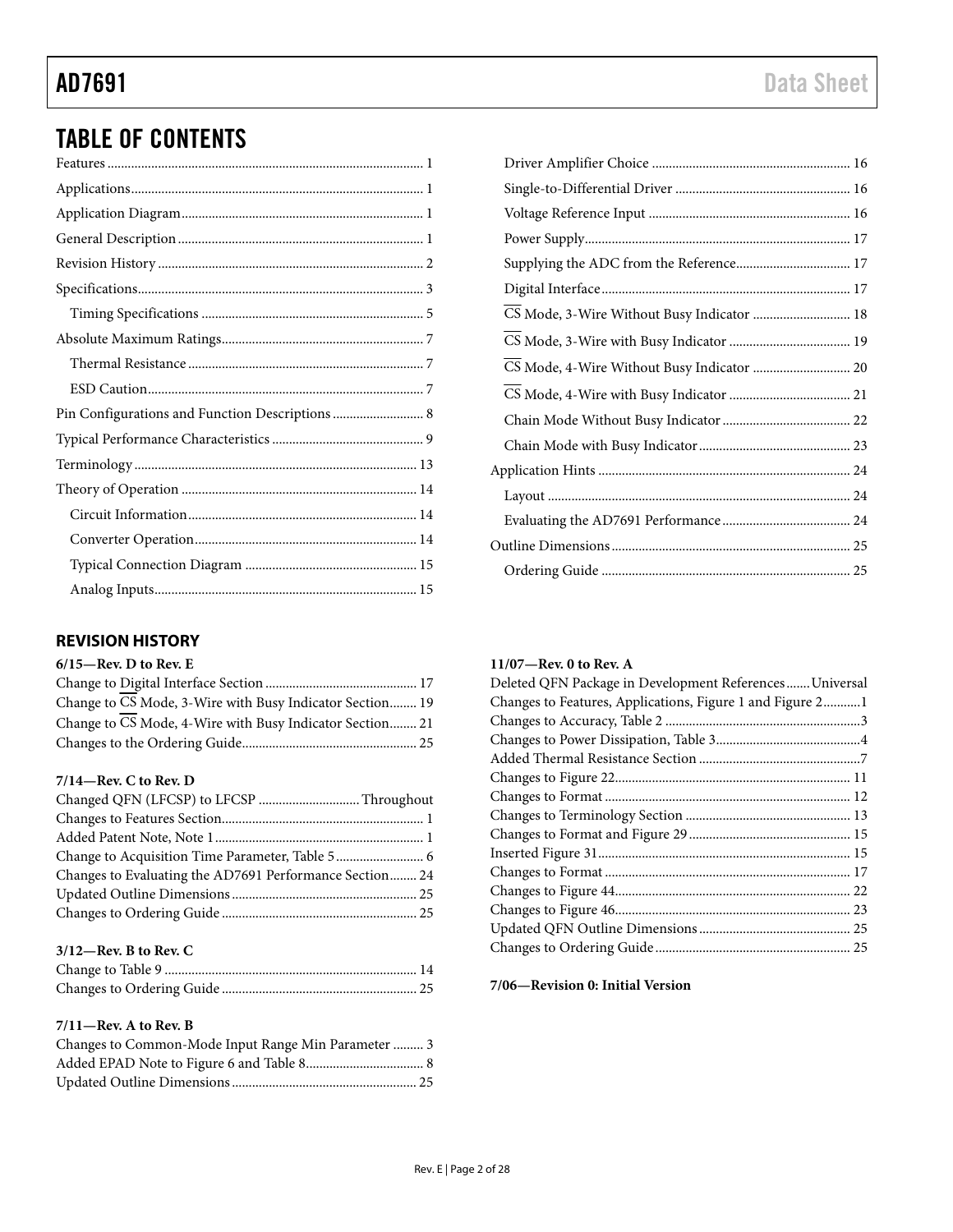# TABLE OF CONTENTS

Features ... 1
Applications ... 1
Application Diagram ... 1
General Description ... 1
Revision History ... 2
Specifications ... 3
  Timing Specifications ... 5
Absolute Maximum Ratings ... 7
  Thermal Resistance ... 7
  ESD Caution ... 7
Pin Configurations and Function Descriptions ... 8
Typical Performance Characteristics ... 9
Terminology ... 13
Theory of Operation ... 14
  Circuit Information ... 14
  Converter Operation ... 14
  Typical Connection Diagram ... 15
  Analog Inputs ... 15
  Driver Amplifier Choice ... 16
  Single-to-Differential Driver ... 16
  Voltage Reference Input ... 16
  Power Supply ... 17
  Supplying the ADC from the Reference ... 17
  Digital Interface ... 17
  $\overline{CS}$ Mode, 3-Wire Without Busy Indicator ... 18
  $\overline{CS}$ Mode, 3-Wire with Busy Indicator ... 19
  $\overline{CS}$ Mode, 4-Wire Without Busy Indicator ... 20
  $\overline{CS}$ Mode, 4-Wire with Busy Indicator ... 21
  Chain Mode Without Busy Indicator ... 22
  Chain Mode with Busy Indicator ... 23
Application Hints ... 24
  Layout ... 24
  Evaluating the AD7691 Performance ... 24
Outline Dimensions ... 25
  Ordering Guide ... 25

## REVISION HISTORY

**6/15—Rev. D to Rev. E**

Change to Digital Interface Section ... 17
Change to $\overline{CS}$ Mode, 3-Wire with Busy Indicator Section ... 19
Change to $\overline{CS}$ Mode, 4-Wire with Busy Indicator Section ... 21
Changes to the Ordering Guide ... 25

**7/14—Rev. C to Rev. D**

Changed QFN (LFCSP) to LFCSP ... Throughout
Changes to Features Section ... 1
Added Patent Note, Note 1 ... 1
Change to Acquisition Time Parameter, Table 5 ... 6
Changes to Evaluating the AD7691 Performance Section ... 24
Updated Outline Dimensions ... 25
Changes to Ordering Guide ... 25

**3/12—Rev. B to Rev. C**

Change to Table 9 ... 14
Changes to Ordering Guide ... 25

**7/11—Rev. A to Rev. B**

Changes to Common-Mode Input Range Min Parameter ... 3
Added EPAD Note to Figure 6 and Table 8 ... 8
Updated Outline Dimensions ... 25

**11/07—Rev. 0 to Rev. A**

Deleted QFN Package in Development References ... Universal
Changes to Features, Applications, Figure 1 and Figure 2 ... 1
Changes to Accuracy, Table 2 ... 3
Changes to Power Dissipation, Table 3 ... 4
Added Thermal Resistance Section ... 7
Changes to Figure 22 ... 11
Changes to Format ... 12
Changes to Terminology Section ... 13
Changes to Format and Figure 29 ... 15
Inserted Figure 31 ... 15
Changes to Format ... 17
Changes to Figure 44 ... 22
Changes to Figure 46 ... 23
Updated QFN Outline Dimensions ... 25
Changes to Ordering Guide ... 25

**7/06—Revision 0: Initial Version**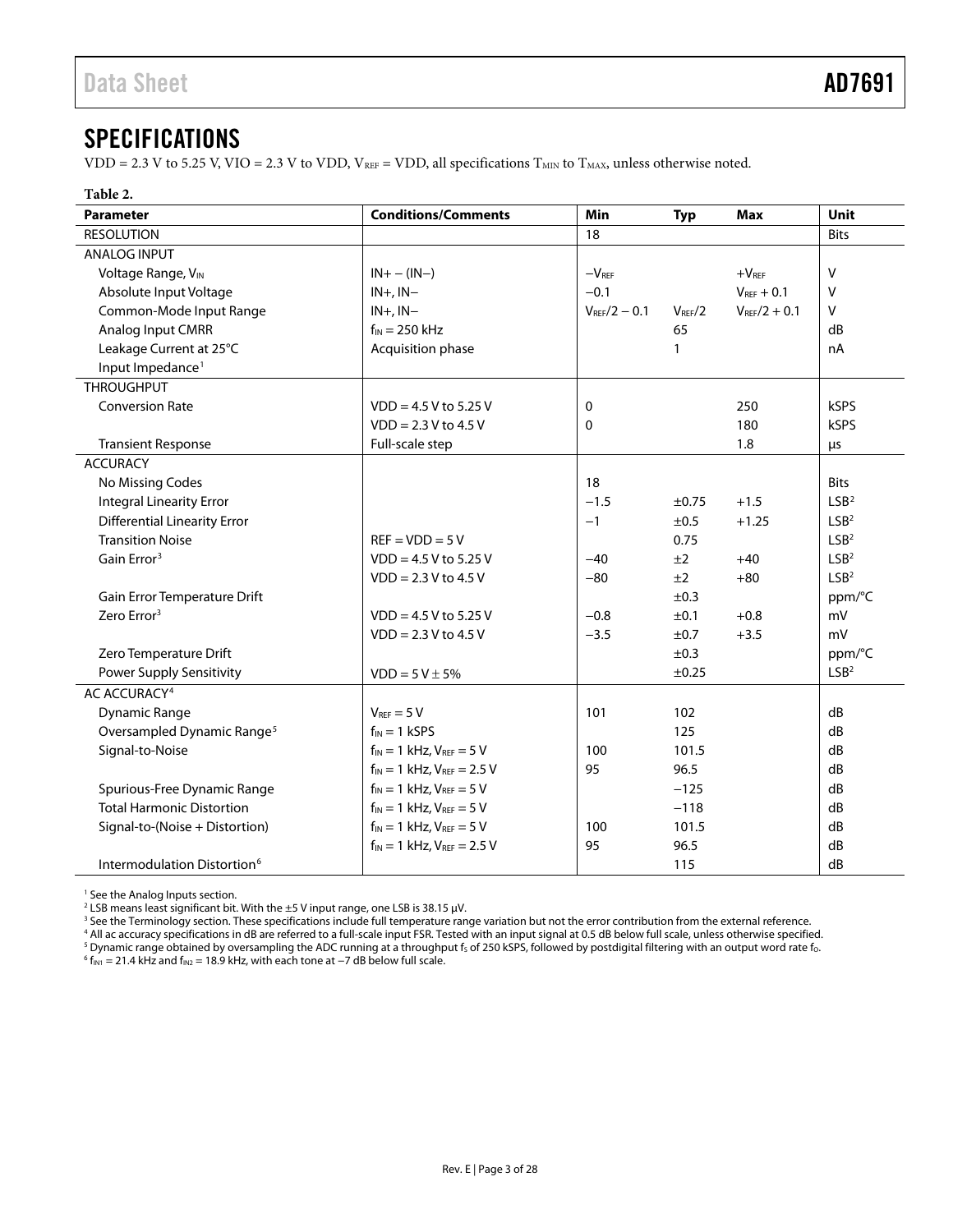## SPECIFICATIONS

VDD = 2.3 V to 5.25 V, VIO = 2.3 V to VDD, $V_{REF}$ = VDD, all specifications $T_{MIN}$ to $T_{MAX}$, unless otherwise noted.

**Table 2.**

| Parameter | Conditions/Comments | Min | Typ | Max | Unit |
|---|---|---|---|---|---|
| RESOLUTION | | 18 | | | Bits |
| ANALOG INPUT | | | | | |
| Voltage Range, $V_{IN}$ | IN+ − (IN−) | $-V_{REF}$ | | $+V_{REF}$ | V |
| Absolute Input Voltage | IN+, IN− | −0.1 | | $V_{REF}$ + 0.1 | V |
| Common-Mode Input Range | IN+, IN− | $V_{REF}$/2 − 0.1 | $V_{REF}$/2 | $V_{REF}$/2 + 0.1 | V |
| Analog Input CMRR | $f_{IN}$ = 250 kHz | | 65 | | dB |
| Leakage Current at 25°C | Acquisition phase | | 1 | | nA |
| Input Impedance[1] | | | | | |
| THROUGHPUT | | | | | |
| Conversion Rate | VDD = 4.5 V to 5.25 V | 0 | | 250 | kSPS |
| | VDD = 2.3 V to 4.5 V | 0 | | 180 | kSPS |
| Transient Response | Full-scale step | | | 1.8 | µs |
| ACCURACY | | | | | |
| No Missing Codes | | 18 | | | Bits |
| Integral Linearity Error | | −1.5 | ±0.75 | +1.5 | LSB[2] |
| Differential Linearity Error | | −1 | ±0.5 | +1.25 | LSB[2] |
| Transition Noise | REF = VDD = 5 V | | 0.75 | | LSB[2] |
| Gain Error[3] | VDD = 4.5 V to 5.25 V | −40 | ±2 | +40 | LSB[2] |
| | VDD = 2.3 V to 4.5 V | −80 | ±2 | +80 | LSB[2] |
| Gain Error Temperature Drift | | | ±0.3 | | ppm/°C |
| Zero Error[3] | VDD = 4.5 V to 5.25 V | −0.8 | ±0.1 | +0.8 | mV |
| | VDD = 2.3 V to 4.5 V | −3.5 | ±0.7 | +3.5 | mV |
| Zero Temperature Drift | | | ±0.3 | | ppm/°C |
| Power Supply Sensitivity | VDD = 5 V ± 5% | | ±0.25 | | LSB[2] |
| AC ACCURACY[4] | | | | | |
| Dynamic Range | $V_{REF}$ = 5 V | 101 | 102 | | dB |
| Oversampled Dynamic Range[5] | $f_{IN}$ = 1 kSPS | | 125 | | dB |
| Signal-to-Noise | $f_{IN}$ = 1 kHz, $V_{REF}$ = 5 V | 100 | 101.5 | | dB |
| | $f_{IN}$ = 1 kHz, $V_{REF}$ = 2.5 V | 95 | 96.5 | | dB |
| Spurious-Free Dynamic Range | $f_{IN}$ = 1 kHz, $V_{REF}$ = 5 V | | −125 | | dB |
| Total Harmonic Distortion | $f_{IN}$ = 1 kHz, $V_{REF}$ = 5 V | | −118 | | dB |
| Signal-to-(Noise + Distortion) | $f_{IN}$ = 1 kHz, $V_{REF}$ = 5 V | 100 | 101.5 | | dB |
| | $f_{IN}$ = 1 kHz, $V_{REF}$ = 2.5 V | 95 | 96.5 | | dB |
| Intermodulation Distortion[6] | | | 115 | | dB |

[1] See the Analog Inputs section.
[2] LSB means least significant bit. With the ±5 V input range, one LSB is 38.15 µV.
[3] See the Terminology section. These specifications include full temperature range variation but not the error contribution from the external reference.
[4] All ac accuracy specifications in dB are referred to a full-scale input FSR. Tested with an input signal at 0.5 dB below full scale, unless otherwise specified.
[5] Dynamic range obtained by oversampling the ADC running at a throughput $f_S$ of 250 kSPS, followed by postdigital filtering with an output word rate $f_O$.
[6] $f_{IN1}$ = 21.4 kHz and $f_{IN2}$ = 18.9 kHz, with each tone at −7 dB below full scale.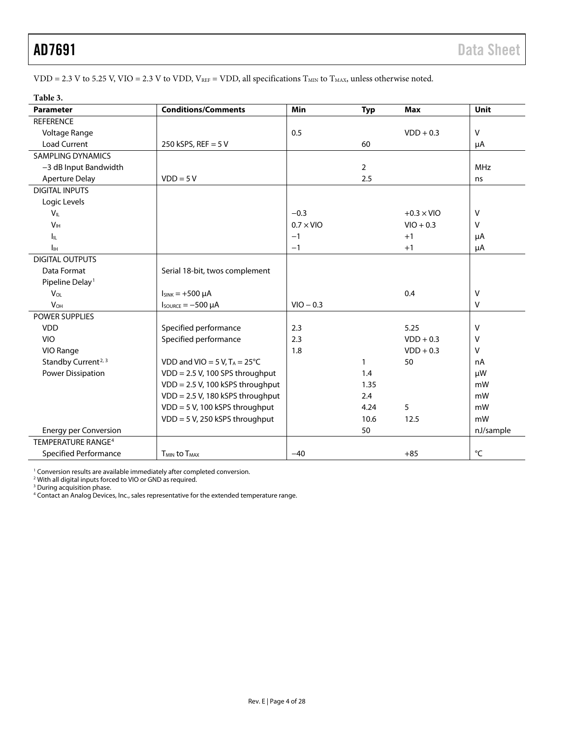VDD = 2.3 V to 5.25 V, VIO = 2.3 V to VDD, $V_{REF}$ = VDD, all specifications $T_{MIN}$ to $T_{MAX}$, unless otherwise noted.

**Table 3.**

| Parameter | Conditions/Comments | Min | Typ | Max | Unit |
|---|---|---|---|---|---|
| REFERENCE | | | | | |
| Voltage Range | | 0.5 | | VDD + 0.3 | V |
| Load Current | 250 kSPS, REF = 5 V | | 60 | | μA |
| SAMPLING DYNAMICS | | | | | |
| −3 dB Input Bandwidth | | | 2 | | MHz |
| Aperture Delay | VDD = 5 V | | 2.5 | | ns |
| DIGITAL INPUTS | | | | | |
| Logic Levels | | | | | |
| $V_{IL}$ | | −0.3 | | +0.3 × VIO | V |
| $V_{IH}$ | | 0.7 × VIO | | VIO + 0.3 | V |
| $I_{IL}$ | | −1 | | +1 | μA |
| $I_{IH}$ | | −1 | | +1 | μA |
| DIGITAL OUTPUTS | | | | | |
| Data Format | Serial 18-bit, twos complement | | | | |
| Pipeline Delay[1] | | | | | |
| $V_{OL}$ | $I_{SINK}$ = +500 μA | | | 0.4 | V |
| $V_{OH}$ | $I_{SOURCE}$ = −500 μA | VIO − 0.3 | | | V |
| POWER SUPPLIES | | | | | |
| VDD | Specified performance | 2.3 | | 5.25 | V |
| VIO | Specified performance | 2.3 | | VDD + 0.3 | V |
| VIO Range | | 1.8 | | VDD + 0.3 | V |
| Standby Current[2, 3] | VDD and VIO = 5 V, $T_A$ = 25°C | | 1 | 50 | nA |
| Power Dissipation | VDD = 2.5 V, 100 SPS throughput | | 1.4 | | μW |
| | VDD = 2.5 V, 100 kSPS throughput | | 1.35 | | mW |
| | VDD = 2.5 V, 180 kSPS throughput | | 2.4 | | mW |
| | VDD = 5 V, 100 kSPS throughput | | 4.24 | 5 | mW |
| | VDD = 5 V, 250 kSPS throughput | | 10.6 | 12.5 | mW |
| Energy per Conversion | | | 50 | | nJ/sample |
| TEMPERATURE RANGE[4] | | | | | |
| Specified Performance | $T_{MIN}$ to $T_{MAX}$ | −40 | | +85 | °C |

[1] Conversion results are available immediately after completed conversion.
[2] With all digital inputs forced to VIO or GND as required.
[3] During acquisition phase.
[4] Contact an Analog Devices, Inc., sales representative for the extended temperature range.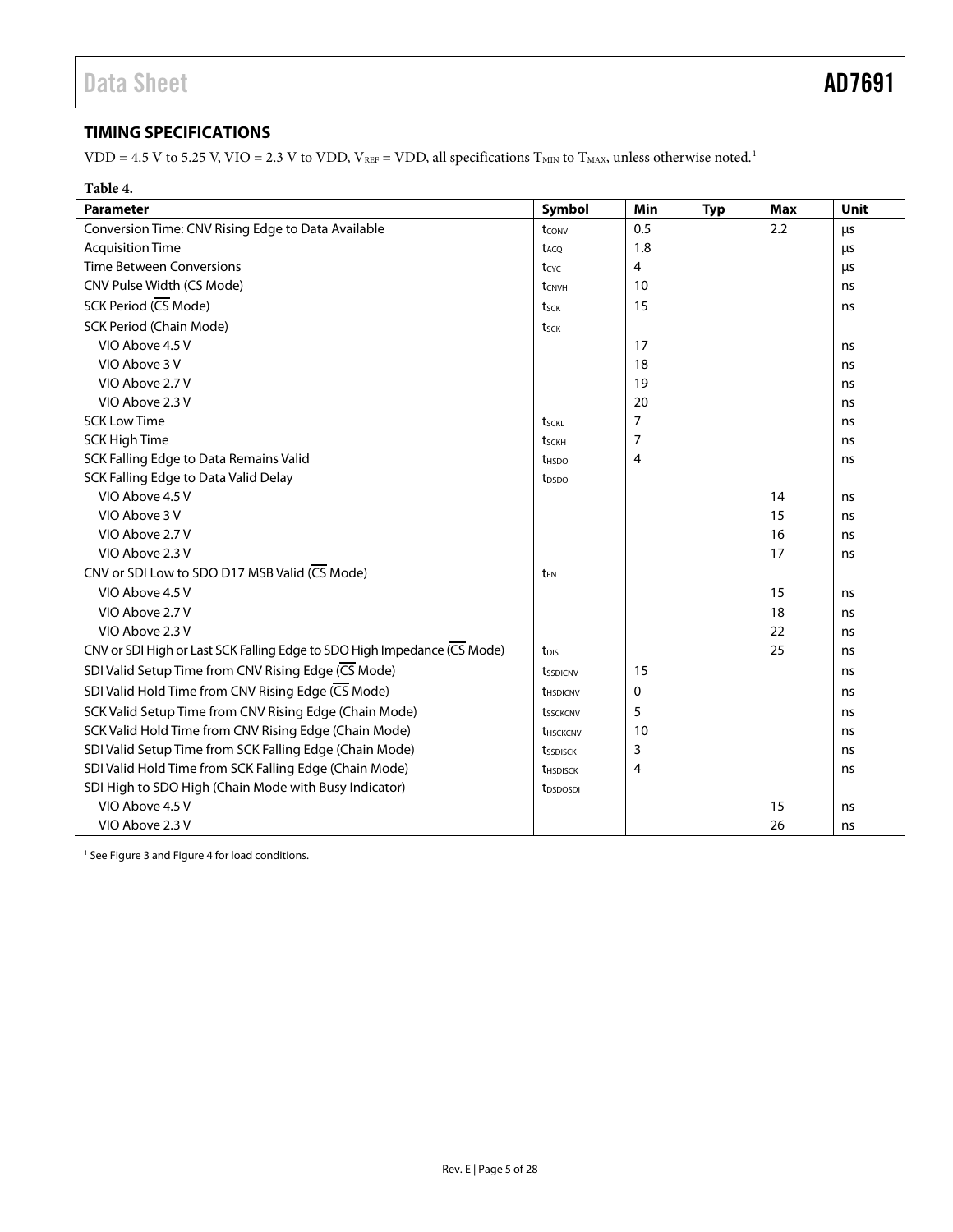## TIMING SPECIFICATIONS

VDD = 4.5 V to 5.25 V, VIO = 2.3 V to VDD, $V_{REF}$ = VDD, all specifications $T_{MIN}$ to $T_{MAX}$, unless otherwise noted.[1]

**Table 4.**

| Parameter | Symbol | Min | Typ | Max | Unit |
| --- | --- | --- | --- | --- | --- |
| Conversion Time: CNV Rising Edge to Data Available | $t_{CONV}$ | 0.5 | | 2.2 | µs |
| Acquisition Time | $t_{ACQ}$ | 1.8 | | | µs |
| Time Between Conversions | $t_{CYC}$ | 4 | | | µs |
| CNV Pulse Width ($\overline{CS}$ Mode) | $t_{CNVH}$ | 10 | | | ns |
| SCK Period ($\overline{CS}$ Mode) | $t_{SCK}$ | 15 | | | ns |
| SCK Period (Chain Mode) | $t_{SCK}$ | | | | |
| VIO Above 4.5 V | | 17 | | | ns |
| VIO Above 3 V | | 18 | | | ns |
| VIO Above 2.7 V | | 19 | | | ns |
| VIO Above 2.3 V | | 20 | | | ns |
| SCK Low Time | $t_{SCKL}$ | 7 | | | ns |
| SCK High Time | $t_{SCKH}$ | 7 | | | ns |
| SCK Falling Edge to Data Remains Valid | $t_{HSDO}$ | 4 | | | ns |
| SCK Falling Edge to Data Valid Delay | $t_{DSDO}$ | | | | |
| VIO Above 4.5 V | | | | 14 | ns |
| VIO Above 3 V | | | | 15 | ns |
| VIO Above 2.7 V | | | | 16 | ns |
| VIO Above 2.3 V | | | | 17 | ns |
| CNV or SDI Low to SDO D17 MSB Valid ($\overline{CS}$ Mode) | $t_{EN}$ | | | | |
| VIO Above 4.5 V | | | | 15 | ns |
| VIO Above 2.7 V | | | | 18 | ns |
| VIO Above 2.3 V | | | | 22 | ns |
| CNV or SDI High or Last SCK Falling Edge to SDO High Impedance ($\overline{CS}$ Mode) | $t_{DIS}$ | | | 25 | ns |
| SDI Valid Setup Time from CNV Rising Edge ($\overline{CS}$ Mode) | $t_{SSDICNV}$ | 15 | | | ns |
| SDI Valid Hold Time from CNV Rising Edge ($\overline{CS}$ Mode) | $t_{HSDICNV}$ | 0 | | | ns |
| SCK Valid Setup Time from CNV Rising Edge (Chain Mode) | $t_{SSCKCNV}$ | 5 | | | ns |
| SCK Valid Hold Time from CNV Rising Edge (Chain Mode) | $t_{HSCKCNV}$ | 10 | | | ns |
| SDI Valid Setup Time from SCK Falling Edge (Chain Mode) | $t_{SSDISCK}$ | 3 | | | ns |
| SDI Valid Hold Time from SCK Falling Edge (Chain Mode) | $t_{HSDISCK}$ | 4 | | | ns |
| SDI High to SDO High (Chain Mode with Busy Indicator) | $t_{DSDOSDI}$ | | | | |
| VIO Above 4.5 V | | | | 15 | ns |
| VIO Above 2.3 V | | | | 26 | ns |

[1] See Figure 3 and Figure 4 for load conditions.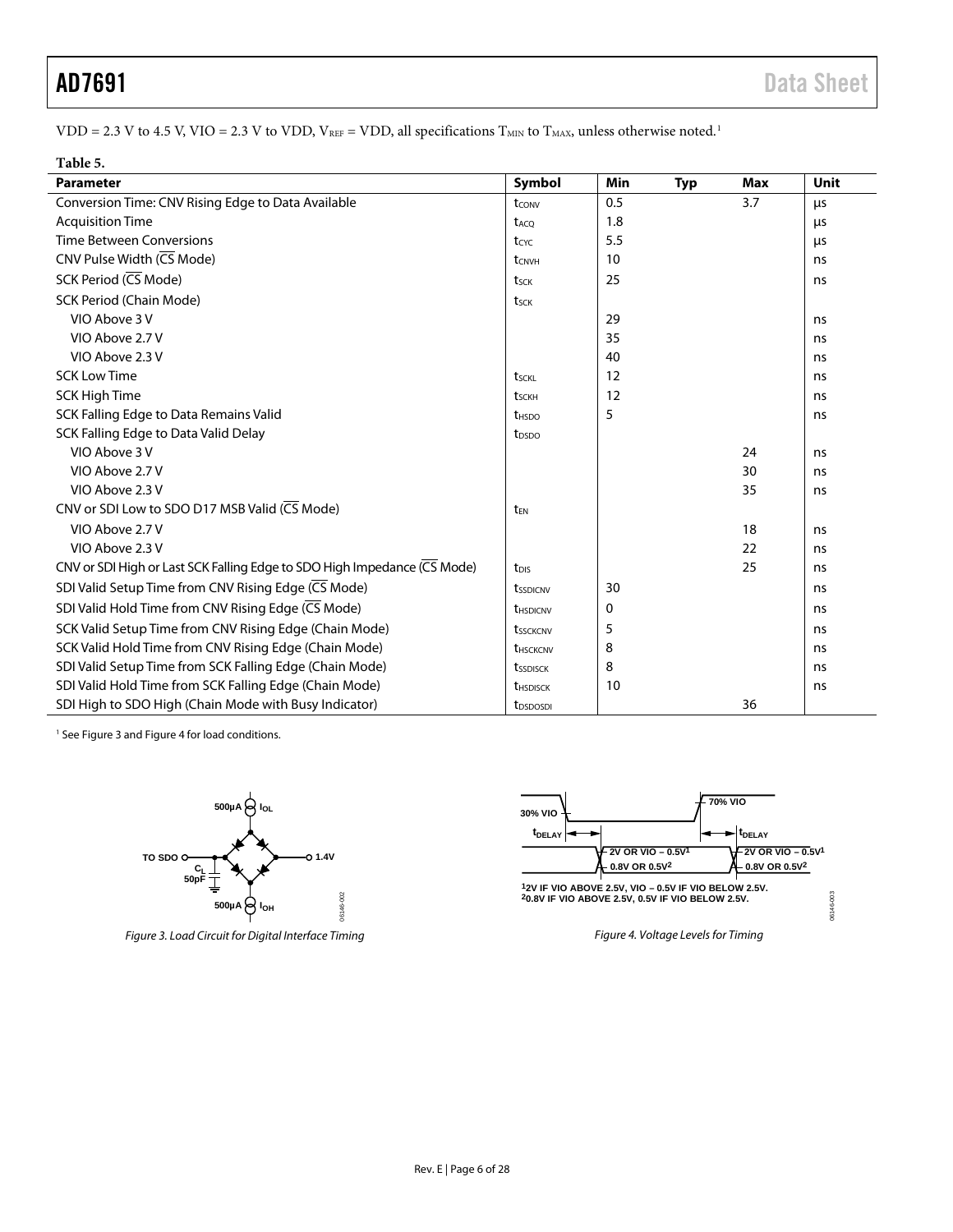VDD = 2.3 V to 4.5 V, VIO = 2.3 V to VDD, $V_{REF}$ = VDD, all specifications $T_{MIN}$ to $T_{MAX}$, unless otherwise noted.[1]

**Table 5.**

| Parameter | Symbol | Min | Typ | Max | Unit |
|---|---|---|---|---|---|
| Conversion Time: CNV Rising Edge to Data Available | $t_{CONV}$ | 0.5 | | 3.7 | µs |
| Acquisition Time | $t_{ACQ}$ | 1.8 | | | µs |
| Time Between Conversions | $t_{CYC}$ | 5.5 | | | µs |
| CNV Pulse Width ($\overline{CS}$ Mode) | $t_{CNVH}$ | 10 | | | ns |
| SCK Period ($\overline{CS}$ Mode) | $t_{SCK}$ | 25 | | | ns |
| SCK Period (Chain Mode) | $t_{SCK}$ | | | | |
| VIO Above 3 V | | 29 | | | ns |
| VIO Above 2.7 V | | 35 | | | ns |
| VIO Above 2.3 V | | 40 | | | ns |
| SCK Low Time | $t_{SCKL}$ | 12 | | | ns |
| SCK High Time | $t_{SCKH}$ | 12 | | | ns |
| SCK Falling Edge to Data Remains Valid | $t_{HSDO}$ | 5 | | | ns |
| SCK Falling Edge to Data Valid Delay | $t_{DSDO}$ | | | | |
| VIO Above 3 V | | | | 24 | ns |
| VIO Above 2.7 V | | | | 30 | ns |
| VIO Above 2.3 V | | | | 35 | ns |
| CNV or SDI Low to SDO D17 MSB Valid ($\overline{CS}$ Mode) | $t_{EN}$ | | | | |
| VIO Above 2.7 V | | | | 18 | ns |
| VIO Above 2.3 V | | | | 22 | ns |
| CNV or SDI High or Last SCK Falling Edge to SDO High Impedance ($\overline{CS}$ Mode) | $t_{DIS}$ | | | 25 | ns |
| SDI Valid Setup Time from CNV Rising Edge ($\overline{CS}$ Mode) | $t_{SSDICNV}$ | 30 | | | ns |
| SDI Valid Hold Time from CNV Rising Edge ($\overline{CS}$ Mode) | $t_{HSDICNV}$ | 0 | | | ns |
| SCK Valid Setup Time from CNV Rising Edge (Chain Mode) | $t_{SSCKCNV}$ | 5 | | | ns |
| SCK Valid Hold Time from CNV Rising Edge (Chain Mode) | $t_{HSCKCNV}$ | 8 | | | ns |
| SDI Valid Setup Time from SCK Falling Edge (Chain Mode) | $t_{SSDISCK}$ | 8 | | | ns |
| SDI Valid Hold Time from SCK Falling Edge (Chain Mode) | $t_{HSDISCK}$ | 10 | | | ns |
| SDI High to SDO High (Chain Mode with Busy Indicator) | $t_{DSDOSDI}$ | | | 36 | |

[1] See Figure 3 and Figure 4 for load conditions.

Figure 3. Load Circuit for Digital Interface Timing

Figure 4. Voltage Levels for Timing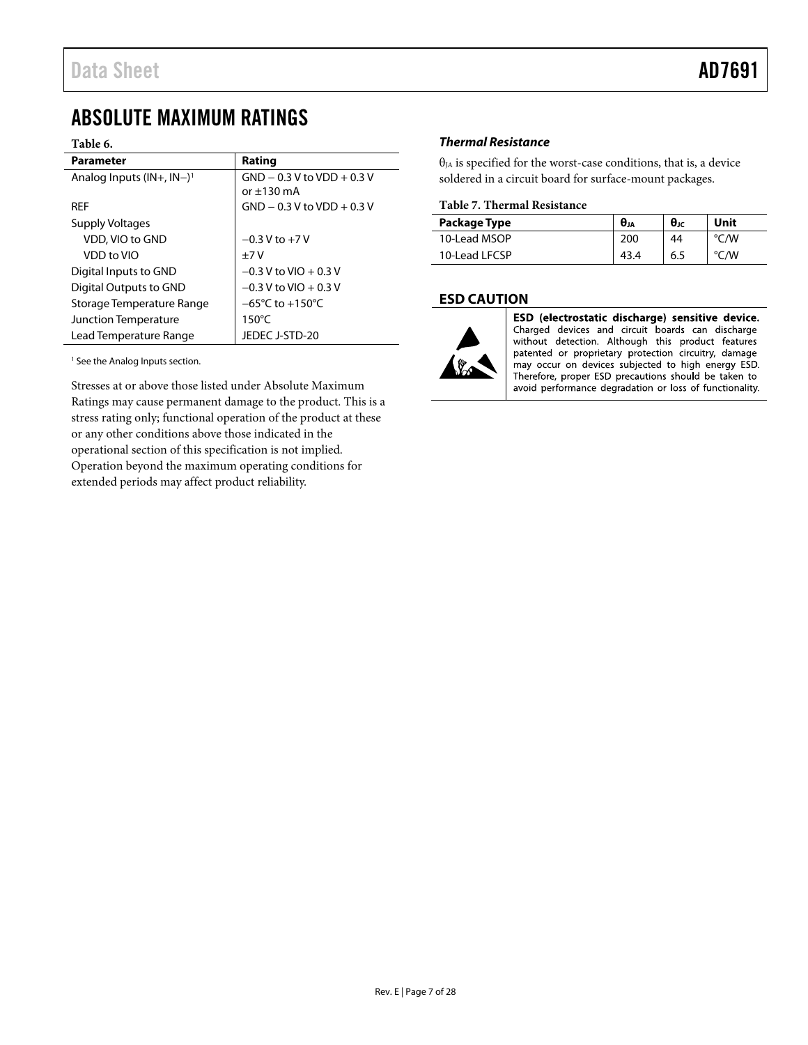# ABSOLUTE MAXIMUM RATINGS

**Table 6.**

| Parameter | Rating |
|---|---|
| Analog Inputs (IN+, IN−)[1] | GND − 0.3 V to VDD + 0.3 V or ±130 mA |
| REF | GND − 0.3 V to VDD + 0.3 V |
| Supply Voltages | |
| VDD, VIO to GND | −0.3 V to +7 V |
| VDD to VIO | ±7 V |
| Digital Inputs to GND | −0.3 V to VIO + 0.3 V |
| Digital Outputs to GND | −0.3 V to VIO + 0.3 V |
| Storage Temperature Range | −65°C to +150°C |
| Junction Temperature | 150°C |
| Lead Temperature Range | JEDEC J-STD-20 |

[1] See the Analog Inputs section.

Stresses at or above those listed under Absolute Maximum Ratings may cause permanent damage to the product. This is a stress rating only; functional operation of the product at these or any other conditions above those indicated in the operational section of this specification is not implied. Operation beyond the maximum operating conditions for extended periods may affect product reliability.

### *Thermal Resistance*

$\theta_{JA}$ is specified for the worst-case conditions, that is, a device soldered in a circuit board for surface-mount packages.

**Table 7. Thermal Resistance**

| Package Type | $\theta_{JA}$ | $\theta_{JC}$ | Unit |
|---|---|---|---|
| 10-Lead MSOP | 200 | 44 | °C/W |
| 10-Lead LFCSP | 43.4 | 6.5 | °C/W |

## ESD CAUTION

**ESD (electrostatic discharge) sensitive device.** Charged devices and circuit boards can discharge without detection. Although this product features patented or proprietary protection circuitry, damage may occur on devices subjected to high energy ESD. Therefore, proper ESD precautions should be taken to avoid performance degradation or loss of functionality.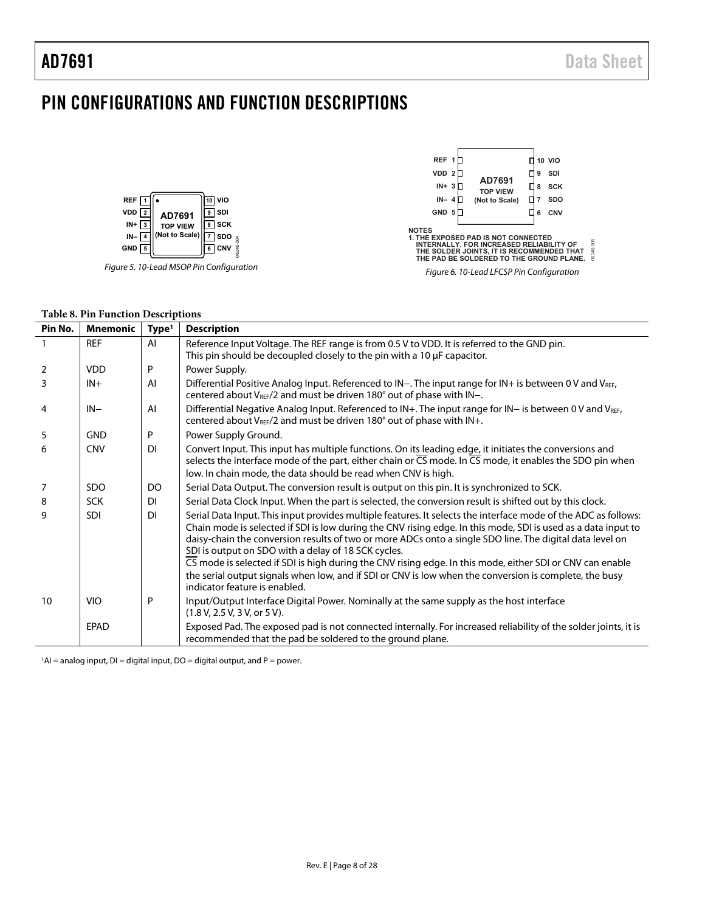# PIN CONFIGURATIONS AND FUNCTION DESCRIPTIONS

Figure 5. 10-Lead MSOP Pin Configuration

NOTES
1. THE EXPOSED PAD IS NOT CONNECTED INTERNALLY. FOR INCREASED RELIABILITY OF THE SOLDER JOINTS, IT IS RECOMMENDED THAT THE PAD BE SOLDERED TO THE GROUND PLANE.

Figure 6. 10-Lead LFCSP Pin Configuration

**Table 8. Pin Function Descriptions**

| Pin No. | Mnemonic | Type[1] | Description |
|---|---|---|---|
| 1 | REF | AI | Reference Input Voltage. The REF range is from 0.5 V to VDD. It is referred to the GND pin. This pin should be decoupled closely to the pin with a 10 µF capacitor. |
| 2 | VDD | P | Power Supply. |
| 3 | IN+ | AI | Differential Positive Analog Input. Referenced to IN−. The input range for IN+ is between 0 V and $V_{REF}$, centered about $V_{REF}/2$ and must be driven 180° out of phase with IN−. |
| 4 | IN− | AI | Differential Negative Analog Input. Referenced to IN+. The input range for IN− is between 0 V and $V_{REF}$, centered about $V_{REF}/2$ and must be driven 180° out of phase with IN+. |
| 5 | GND | P | Power Supply Ground. |
| 6 | CNV | DI | Convert Input. This input has multiple functions. On its leading edge, it initiates the conversions and selects the interface mode of the part, either chain or $\overline{CS}$ mode. In $\overline{CS}$ mode, it enables the SDO pin when low. In chain mode, the data should be read when CNV is high. |
| 7 | SDO | DO | Serial Data Output. The conversion result is output on this pin. It is synchronized to SCK. |
| 8 | SCK | DI | Serial Data Clock Input. When the part is selected, the conversion result is shifted out by this clock. |
| 9 | SDI | DI | Serial Data Input. This input provides multiple features. It selects the interface mode of the ADC as follows: Chain mode is selected if SDI is low during the CNV rising edge. In this mode, SDI is used as a data input to daisy-chain the conversion results of two or more ADCs onto a single SDO line. The digital data level on SDI is output on SDO with a delay of 18 SCK cycles. $\overline{CS}$ mode is selected if SDI is high during the CNV rising edge. In this mode, either SDI or CNV can enable the serial output signals when low, and if SDI or CNV is low when the conversion is complete, the busy indicator feature is enabled. |
| 10 | VIO | P | Input/Output Interface Digital Power. Nominally at the same supply as the host interface (1.8 V, 2.5 V, 3 V, or 5 V). |
| | EPAD | | Exposed Pad. The exposed pad is not connected internally. For increased reliability of the solder joints, it is recommended that the pad be soldered to the ground plane. |

[1]AI = analog input, DI = digital input, DO = digital output, and P = power.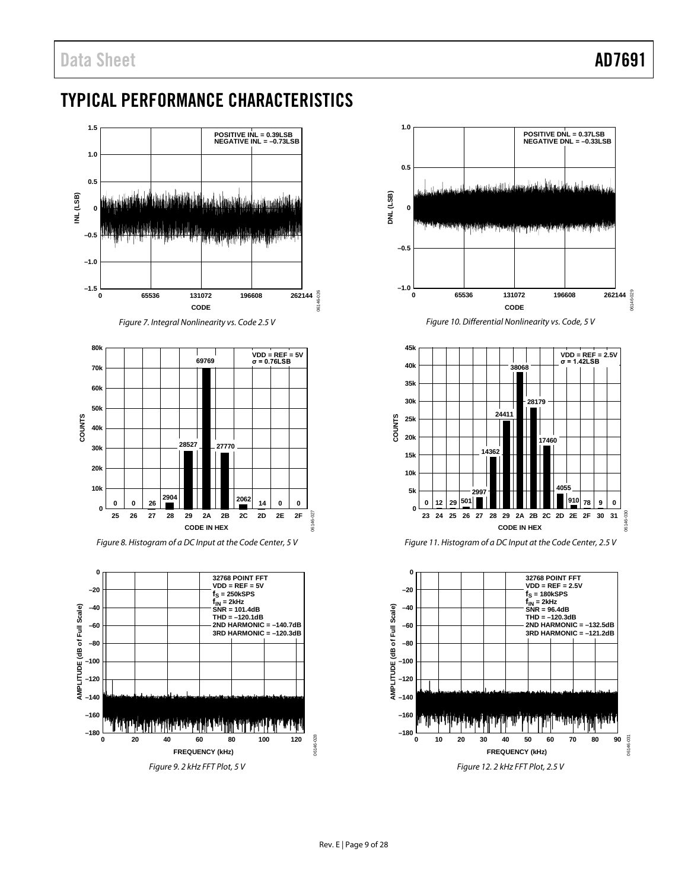## TYPICAL PERFORMANCE CHARACTERISTICS

Figure 7. Integral Nonlinearity vs. Code 2.5 V

Figure 10. Differential Nonlinearity vs. Code, 5 V

Figure 8. Histogram of a DC Input at the Code Center, 5 V

Figure 11. Histogram of a DC Input at the Code Center, 2.5 V

Figure 9. 2 kHz FFT Plot, 5 V

Figure 12. 2 kHz FFT Plot, 2.5 V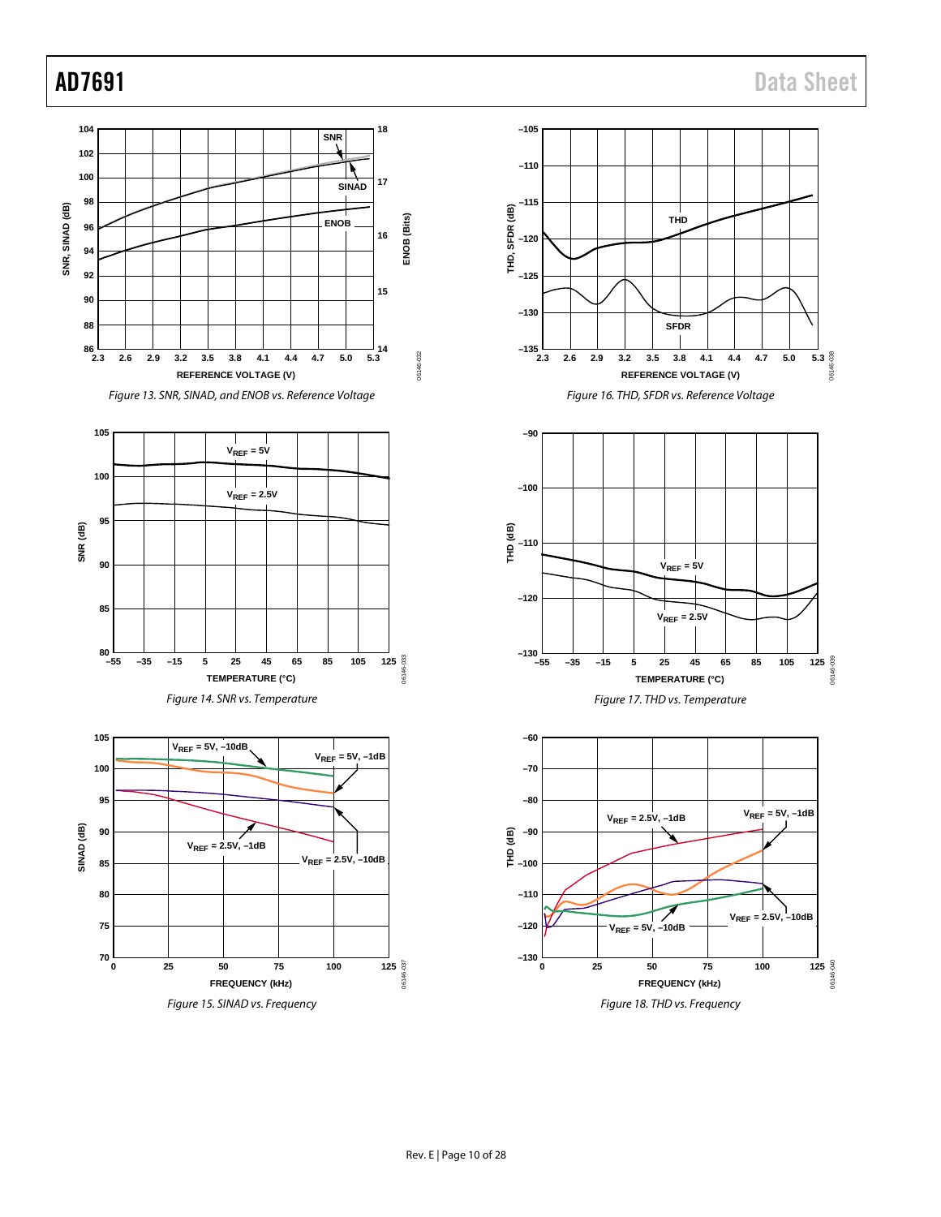Figure 13. SNR, SINAD, and ENOB vs. Reference Voltage

Figure 16. THD, SFDR vs. Reference Voltage

Figure 14. SNR vs. Temperature

Figure 17. THD vs. Temperature

Figure 15. SINAD vs. Frequency

Figure 18. THD vs. Frequency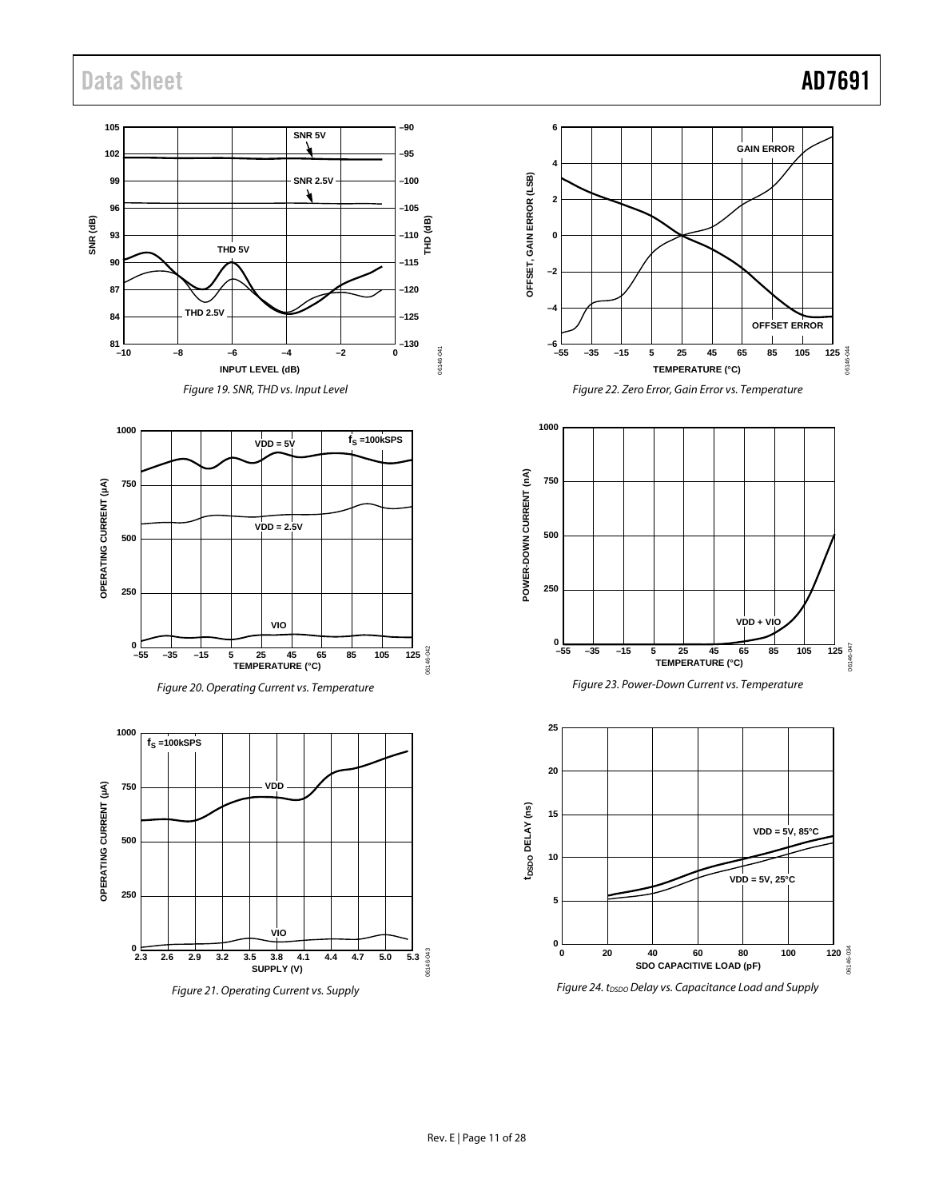Figure 19. SNR, THD vs. Input Level

Figure 20. Operating Current vs. Temperature

Figure 21. Operating Current vs. Supply

Figure 22. Zero Error, Gain Error vs. Temperature

Figure 23. Power-Down Current vs. Temperature

Figure 24. $t_{DSDO}$ Delay vs. Capacitance Load and Supply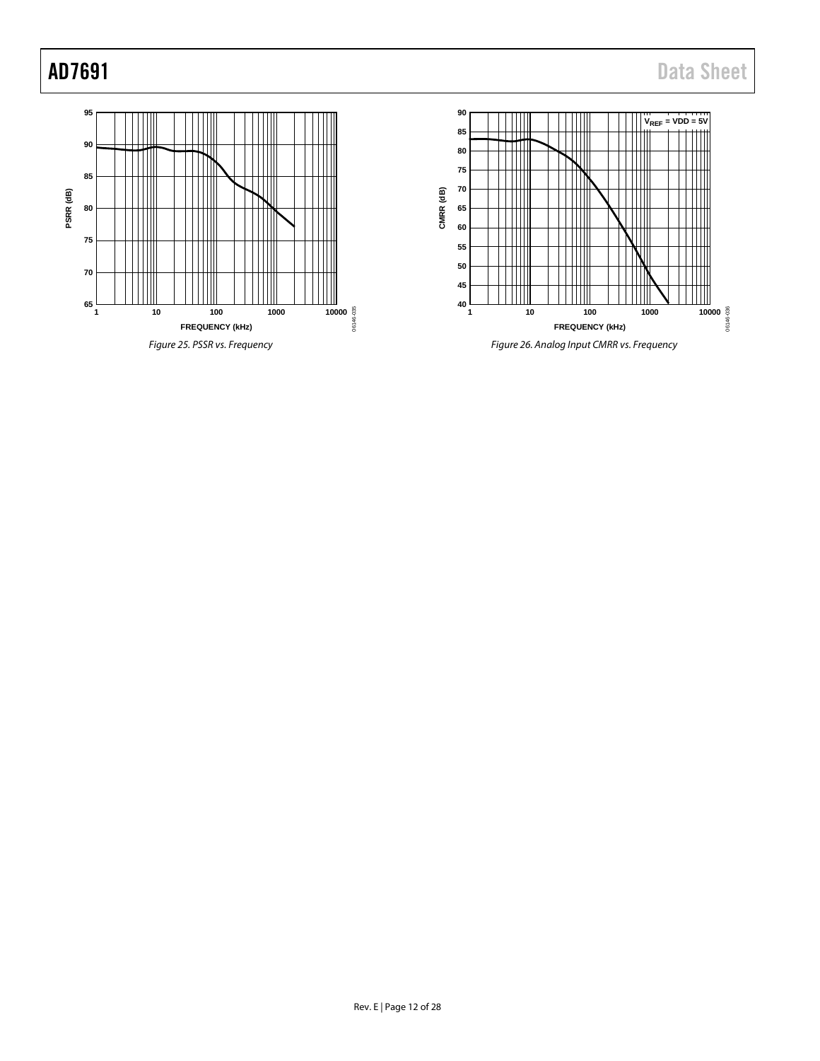Figure 25. PSSR vs. Frequency

Figure 26. Analog Input CMRR vs. Frequency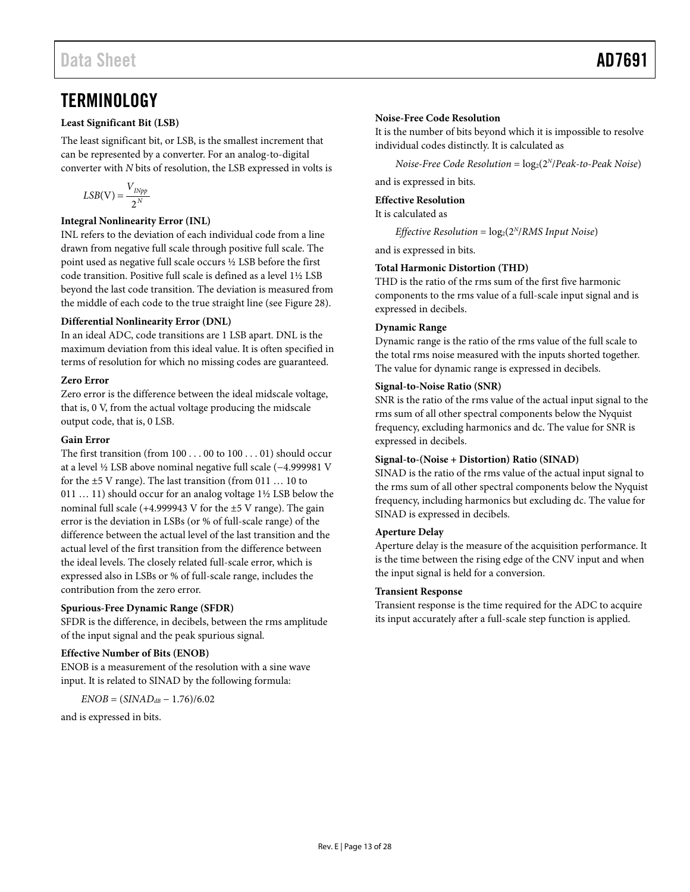# TERMINOLOGY

**Least Significant Bit (LSB)**

The least significant bit, or LSB, is the smallest increment that can be represented by a converter. For an analog-to-digital converter with *N* bits of resolution, the LSB expressed in volts is

$$LSB(\text{V}) = \frac{V_{INpp}}{2^N}$$

**Integral Nonlinearity Error (INL)**

INL refers to the deviation of each individual code from a line drawn from negative full scale through positive full scale. The point used as negative full scale occurs ½ LSB before the first code transition. Positive full scale is defined as a level 1½ LSB beyond the last code transition. The deviation is measured from the middle of each code to the true straight line (see Figure 28).

**Differential Nonlinearity Error (DNL)**

In an ideal ADC, code transitions are 1 LSB apart. DNL is the maximum deviation from this ideal value. It is often specified in terms of resolution for which no missing codes are guaranteed.

**Zero Error**

Zero error is the difference between the ideal midscale voltage, that is, 0 V, from the actual voltage producing the midscale output code, that is, 0 LSB.

**Gain Error**

The first transition (from 100 . . . 00 to 100 . . . 01) should occur at a level ½ LSB above nominal negative full scale (−4.999981 V for the ±5 V range). The last transition (from 011 … 10 to 011 … 11) should occur for an analog voltage 1½ LSB below the nominal full scale (+4.999943 V for the ±5 V range). The gain error is the deviation in LSBs (or % of full-scale range) of the difference between the actual level of the last transition and the actual level of the first transition from the difference between the ideal levels. The closely related full-scale error, which is expressed also in LSBs or % of full-scale range, includes the contribution from the zero error.

**Spurious-Free Dynamic Range (SFDR)**

SFDR is the difference, in decibels, between the rms amplitude of the input signal and the peak spurious signal.

**Effective Number of Bits (ENOB)**

ENOB is a measurement of the resolution with a sine wave input. It is related to SINAD by the following formula:

$$ENOB = (SINAD_{dB} - 1.76)/6.02$$

and is expressed in bits.

**Noise-Free Code Resolution**

It is the number of bits beyond which it is impossible to resolve individual codes distinctly. It is calculated as

$$\textit{Noise-Free Code Resolution} = \log_2(2^N/\textit{Peak-to-Peak Noise})$$

and is expressed in bits.

**Effective Resolution**

It is calculated as

$$\textit{Effective Resolution} = \log_2(2^N/\textit{RMS Input Noise})$$

and is expressed in bits.

**Total Harmonic Distortion (THD)**

THD is the ratio of the rms sum of the first five harmonic components to the rms value of a full-scale input signal and is expressed in decibels.

**Dynamic Range**

Dynamic range is the ratio of the rms value of the full scale to the total rms noise measured with the inputs shorted together. The value for dynamic range is expressed in decibels.

**Signal-to-Noise Ratio (SNR)**

SNR is the ratio of the rms value of the actual input signal to the rms sum of all other spectral components below the Nyquist frequency, excluding harmonics and dc. The value for SNR is expressed in decibels.

**Signal-to-(Noise + Distortion) Ratio (SINAD)**

SINAD is the ratio of the rms value of the actual input signal to the rms sum of all other spectral components below the Nyquist frequency, including harmonics but excluding dc. The value for SINAD is expressed in decibels.

**Aperture Delay**

Aperture delay is the measure of the acquisition performance. It is the time between the rising edge of the CNV input and when the input signal is held for a conversion.

**Transient Response**

Transient response is the time required for the ADC to acquire its input accurately after a full-scale step function is applied.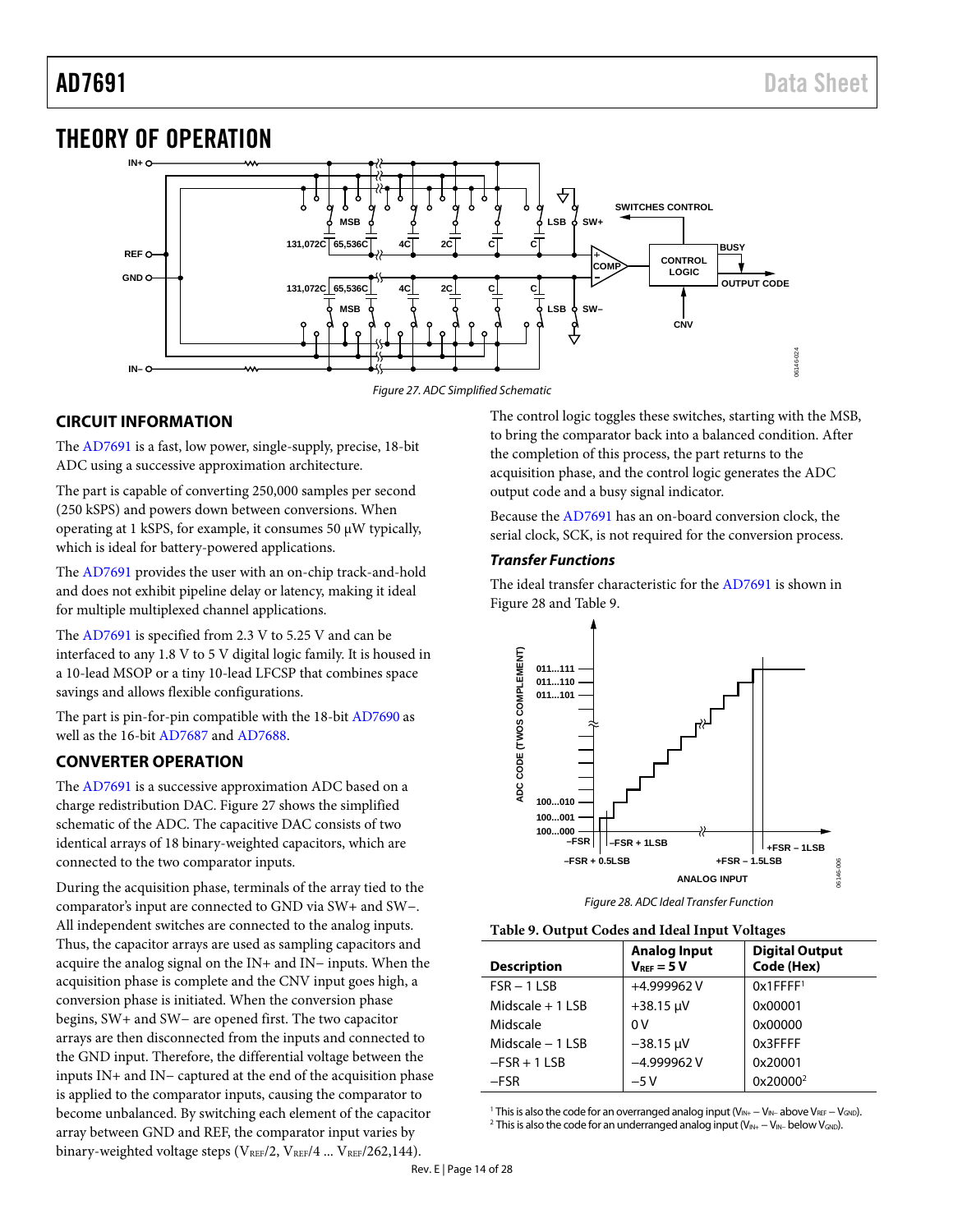# THEORY OF OPERATION

Figure 27. ADC Simplified Schematic

## CIRCUIT INFORMATION

The AD7691 is a fast, low power, single-supply, precise, 18-bit ADC using a successive approximation architecture.

The part is capable of converting 250,000 samples per second (250 kSPS) and powers down between conversions. When operating at 1 kSPS, for example, it consumes 50 µW typically, which is ideal for battery-powered applications.

The AD7691 provides the user with an on-chip track-and-hold and does not exhibit pipeline delay or latency, making it ideal for multiple multiplexed channel applications.

The AD7691 is specified from 2.3 V to 5.25 V and can be interfaced to any 1.8 V to 5 V digital logic family. It is housed in a 10-lead MSOP or a tiny 10-lead LFCSP that combines space savings and allows flexible configurations.

The part is pin-for-pin compatible with the 18-bit AD7690 as well as the 16-bit AD7687 and AD7688.

## CONVERTER OPERATION

The AD7691 is a successive approximation ADC based on a charge redistribution DAC. Figure 27 shows the simplified schematic of the ADC. The capacitive DAC consists of two identical arrays of 18 binary-weighted capacitors, which are connected to the two comparator inputs.

During the acquisition phase, terminals of the array tied to the comparator's input are connected to GND via SW+ and SW−. All independent switches are connected to the analog inputs. Thus, the capacitor arrays are used as sampling capacitors and acquire the analog signal on the IN+ and IN− inputs. When the acquisition phase is complete and the CNV input goes high, a conversion phase is initiated. When the conversion phase begins, SW+ and SW− are opened first. The two capacitor arrays are then disconnected from the inputs and connected to the GND input. Therefore, the differential voltage between the inputs IN+ and IN− captured at the end of the acquisition phase is applied to the comparator inputs, causing the comparator to become unbalanced. By switching each element of the capacitor array between GND and REF, the comparator input varies by binary-weighted voltage steps ($V_{REF}/2$, $V_{REF}/4$ ... $V_{REF}/262,144$).

The control logic toggles these switches, starting with the MSB, to bring the comparator back into a balanced condition. After the completion of this process, the part returns to the acquisition phase, and the control logic generates the ADC output code and a busy signal indicator.

Because the AD7691 has an on-board conversion clock, the serial clock, SCK, is not required for the conversion process.

### *Transfer Functions*

The ideal transfer characteristic for the AD7691 is shown in Figure 28 and Table 9.

Figure 28. ADC Ideal Transfer Function

**Table 9. Output Codes and Ideal Input Voltages**

| Description | Analog Input $V_{REF}$ = 5 V | Digital Output Code (Hex) |
|---|---|---|
| FSR − 1 LSB | +4.999962 V | 0x1FFFF[1] |
| Midscale + 1 LSB | +38.15 µV | 0x00001 |
| Midscale | 0 V | 0x00000 |
| Midscale − 1 LSB | −38.15 µV | 0x3FFFF |
| −FSR + 1 LSB | −4.999962 V | 0x20001 |
| −FSR | −5 V | 0x20000[2] |

[1] This is also the code for an overranged analog input ($V_{IN+} − V_{IN−}$ above $V_{REF} − V_{GND}$).
[2] This is also the code for an underranged analog input ($V_{IN+} − V_{IN−}$ below $V_{GND}$).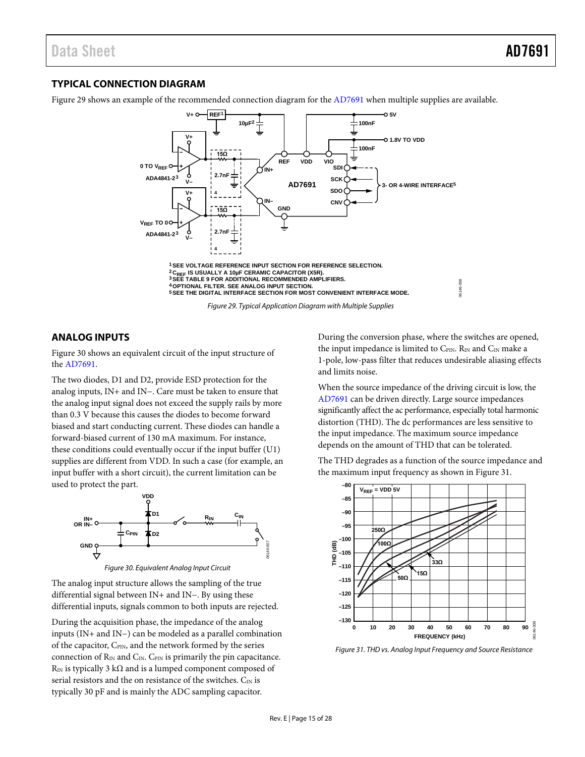## TYPICAL CONNECTION DIAGRAM

Figure 29 shows an example of the recommended connection diagram for the AD7691 when multiple supplies are available.

[1] SEE VOLTAGE REFERENCE INPUT SECTION FOR REFERENCE SELECTION.
[2] $C_{REF}$ IS USUALLY A 10µF CERAMIC CAPACITOR (X5R).
[3] SEE TABLE 9 FOR ADDITIONAL RECOMMENDED AMPLIFIERS.
[4] OPTIONAL FILTER. SEE ANALOG INPUT SECTION.
[5] SEE THE DIGITAL INTERFACE SECTION FOR MOST CONVENIENT INTERFACE MODE.

*Figure 29. Typical Application Diagram with Multiple Supplies*

## ANALOG INPUTS

Figure 30 shows an equivalent circuit of the input structure of the AD7691.

The two diodes, D1 and D2, provide ESD protection for the analog inputs, IN+ and IN−. Care must be taken to ensure that the analog input signal does not exceed the supply rails by more than 0.3 V because this causes the diodes to become forward biased and start conducting current. These diodes can handle a forward-biased current of 130 mA maximum. For instance, these conditions could eventually occur if the input buffer (U1) supplies are different from VDD. In such a case (for example, an input buffer with a short circuit), the current limitation can be used to protect the part.

*Figure 30. Equivalent Analog Input Circuit*

The analog input structure allows the sampling of the true differential signal between IN+ and IN−. By using these differential inputs, signals common to both inputs are rejected.

During the acquisition phase, the impedance of the analog inputs (IN+ and IN−) can be modeled as a parallel combination of the capacitor, $C_{PIN}$, and the network formed by the series connection of $R_{IN}$ and $C_{IN}$. $C_{PIN}$ is primarily the pin capacitance. $R_{IN}$ is typically 3 kΩ and is a lumped component composed of serial resistors and the on resistance of the switches. $C_{IN}$ is typically 30 pF and is mainly the ADC sampling capacitor.

During the conversion phase, where the switches are opened, the input impedance is limited to $C_{PIN}$. $R_{IN}$ and $C_{IN}$ make a 1-pole, low-pass filter that reduces undesirable aliasing effects and limits noise.

When the source impedance of the driving circuit is low, the AD7691 can be driven directly. Large source impedances significantly affect the ac performance, especially total harmonic distortion (THD). The dc performances are less sensitive to the input impedance. The maximum source impedance depends on the amount of THD that can be tolerated.

The THD degrades as a function of the source impedance and the maximum input frequency as shown in Figure 31.

*Figure 31. THD vs. Analog Input Frequency and Source Resistance*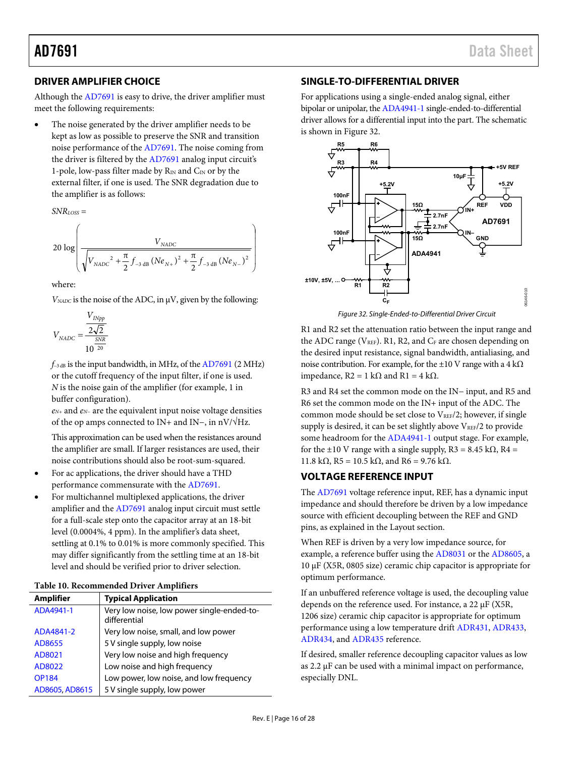## DRIVER AMPLIFIER CHOICE

Although the AD7691 is easy to drive, the driver amplifier must meet the following requirements:

- The noise generated by the driver amplifier needs to be kept as low as possible to preserve the SNR and transition noise performance of the AD7691. The noise coming from the driver is filtered by the AD7691 analog input circuit's 1-pole, low-pass filter made by $R_{IN}$ and $C_{IN}$ or by the external filter, if one is used. The SNR degradation due to the amplifier is as follows:

$$SNR_{LOSS} =$$

$$20\log\left(\frac{V_{NADC}}{\sqrt{V_{NADC}{}^{2}+\frac{\pi}{2}f_{-3\,dB}(Ne_{N+})^{2}+\frac{\pi}{2}f_{-3\,dB}(Ne_{N-})^{2}}}\right)$$

where:

$V_{NADC}$ is the noise of the ADC, in µV, given by the following:

$$V_{NADC}=\frac{\frac{V_{INpp}}{2\sqrt{2}}}{10^{\frac{SNR}{20}}}$$

$f_{-3\,dB}$ is the input bandwidth, in MHz, of the AD7691 (2 MHz) or the cutoff frequency of the input filter, if one is used.
*N* is the noise gain of the amplifier (for example, 1 in buffer configuration).
$e_{N+}$ and $e_{N-}$ are the equivalent input noise voltage densities of the op amps connected to IN+ and IN−, in nV/√Hz.

This approximation can be used when the resistances around the amplifier are small. If larger resistances are used, their noise contributions should also be root-sum-squared.

- For ac applications, the driver should have a THD performance commensurate with the AD7691.
- For multichannel multiplexed applications, the driver amplifier and the AD7691 analog input circuit must settle for a full-scale step onto the capacitor array at an 18-bit level (0.0004%, 4 ppm). In the amplifier's data sheet, settling at 0.1% to 0.01% is more commonly specified. This may differ significantly from the settling time at an 18-bit level and should be verified prior to driver selection.

**Table 10. Recommended Driver Amplifiers**

| Amplifier | Typical Application |
|---|---|
| ADA4941-1 | Very low noise, low power single-ended-to-differential |
| ADA4841-2 | Very low noise, small, and low power |
| AD8655 | 5 V single supply, low noise |
| AD8021 | Very low noise and high frequency |
| AD8022 | Low noise and high frequency |
| OP184 | Low power, low noise, and low frequency |
| AD8605, AD8615 | 5 V single supply, low power |

## SINGLE-TO-DIFFERENTIAL DRIVER

For applications using a single-ended analog signal, either bipolar or unipolar, the ADA4941-1 single-ended-to-differential driver allows for a differential input into the part. The schematic is shown in Figure 32.

Figure 32. Single-Ended-to-Differential Driver Circuit

R1 and R2 set the attenuation ratio between the input range and the ADC range ($V_{REF}$). R1, R2, and $C_F$ are chosen depending on the desired input resistance, signal bandwidth, antialiasing, and noise contribution. For example, for the ±10 V range with a 4 kΩ impedance, R2 = 1 kΩ and R1 = 4 kΩ.

R3 and R4 set the common mode on the IN− input, and R5 and R6 set the common mode on the IN+ input of the ADC. The common mode should be set close to $V_{REF}/2$; however, if single supply is desired, it can be set slightly above $V_{REF}/2$ to provide some headroom for the ADA4941-1 output stage. For example, for the ±10 V range with a single supply, R3 = 8.45 kΩ, R4 = 11.8 kΩ, R5 = 10.5 kΩ, and R6 = 9.76 kΩ.

## VOLTAGE REFERENCE INPUT

The AD7691 voltage reference input, REF, has a dynamic input impedance and should therefore be driven by a low impedance source with efficient decoupling between the REF and GND pins, as explained in the Layout section.

When REF is driven by a very low impedance source, for example, a reference buffer using the AD8031 or the AD8605, a 10 µF (X5R, 0805 size) ceramic chip capacitor is appropriate for optimum performance.

If an unbuffered reference voltage is used, the decoupling value depends on the reference used. For instance, a 22 µF (X5R, 1206 size) ceramic chip capacitor is appropriate for optimum performance using a low temperature drift ADR431, ADR433, ADR434, and ADR435 reference.

If desired, smaller reference decoupling capacitor values as low as 2.2 µF can be used with a minimal impact on performance, especially DNL.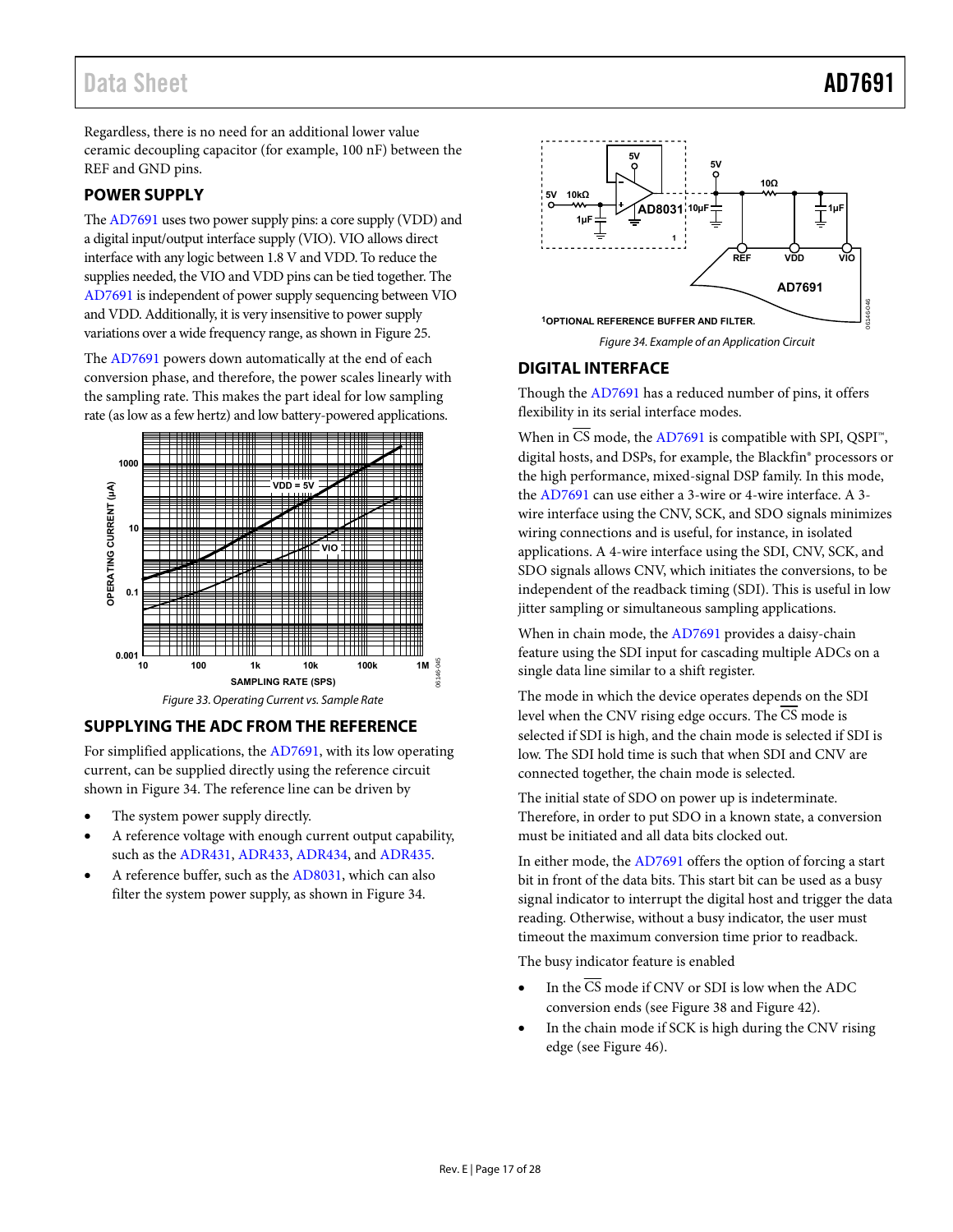Regardless, there is no need for an additional lower value ceramic decoupling capacitor (for example, 100 nF) between the REF and GND pins.

## POWER SUPPLY

The AD7691 uses two power supply pins: a core supply (VDD) and a digital input/output interface supply (VIO). VIO allows direct interface with any logic between 1.8 V and VDD. To reduce the supplies needed, the VIO and VDD pins can be tied together. The AD7691 is independent of power supply sequencing between VIO and VDD. Additionally, it is very insensitive to power supply variations over a wide frequency range, as shown in Figure 25.

The AD7691 powers down automatically at the end of each conversion phase, and therefore, the power scales linearly with the sampling rate. This makes the part ideal for low sampling rate (as low as a few hertz) and low battery-powered applications.

*Figure 33. Operating Current vs. Sample Rate*

## SUPPLYING THE ADC FROM THE REFERENCE

For simplified applications, the AD7691, with its low operating current, can be supplied directly using the reference circuit shown in Figure 34. The reference line can be driven by

- The system power supply directly.
- A reference voltage with enough current output capability, such as the ADR431, ADR433, ADR434, and ADR435.
- A reference buffer, such as the AD8031, which can also filter the system power supply, as shown in Figure 34.

*Figure 34. Example of an Application Circuit*

## DIGITAL INTERFACE

Though the AD7691 has a reduced number of pins, it offers flexibility in its serial interface modes.

When in $\overline{\text{CS}}$ mode, the AD7691 is compatible with SPI, QSPI™, digital hosts, and DSPs, for example, the Blackfin® processors or the high performance, mixed-signal DSP family. In this mode, the AD7691 can use either a 3-wire or 4-wire interface. A 3-wire interface using the CNV, SCK, and SDO signals minimizes wiring connections and is useful, for instance, in isolated applications. A 4-wire interface using the SDI, CNV, SCK, and SDO signals allows CNV, which initiates the conversions, to be independent of the readback timing (SDI). This is useful in low jitter sampling or simultaneous sampling applications.

When in chain mode, the AD7691 provides a daisy-chain feature using the SDI input for cascading multiple ADCs on a single data line similar to a shift register.

The mode in which the device operates depends on the SDI level when the CNV rising edge occurs. The $\overline{\text{CS}}$ mode is selected if SDI is high, and the chain mode is selected if SDI is low. The SDI hold time is such that when SDI and CNV are connected together, the chain mode is selected.

The initial state of SDO on power up is indeterminate. Therefore, in order to put SDO in a known state, a conversion must be initiated and all data bits clocked out.

In either mode, the AD7691 offers the option of forcing a start bit in front of the data bits. This start bit can be used as a busy signal indicator to interrupt the digital host and trigger the data reading. Otherwise, without a busy indicator, the user must timeout the maximum conversion time prior to readback.

The busy indicator feature is enabled

- In the $\overline{\text{CS}}$ mode if CNV or SDI is low when the ADC conversion ends (see Figure 38 and Figure 42).
- In the chain mode if SCK is high during the CNV rising edge (see Figure 46).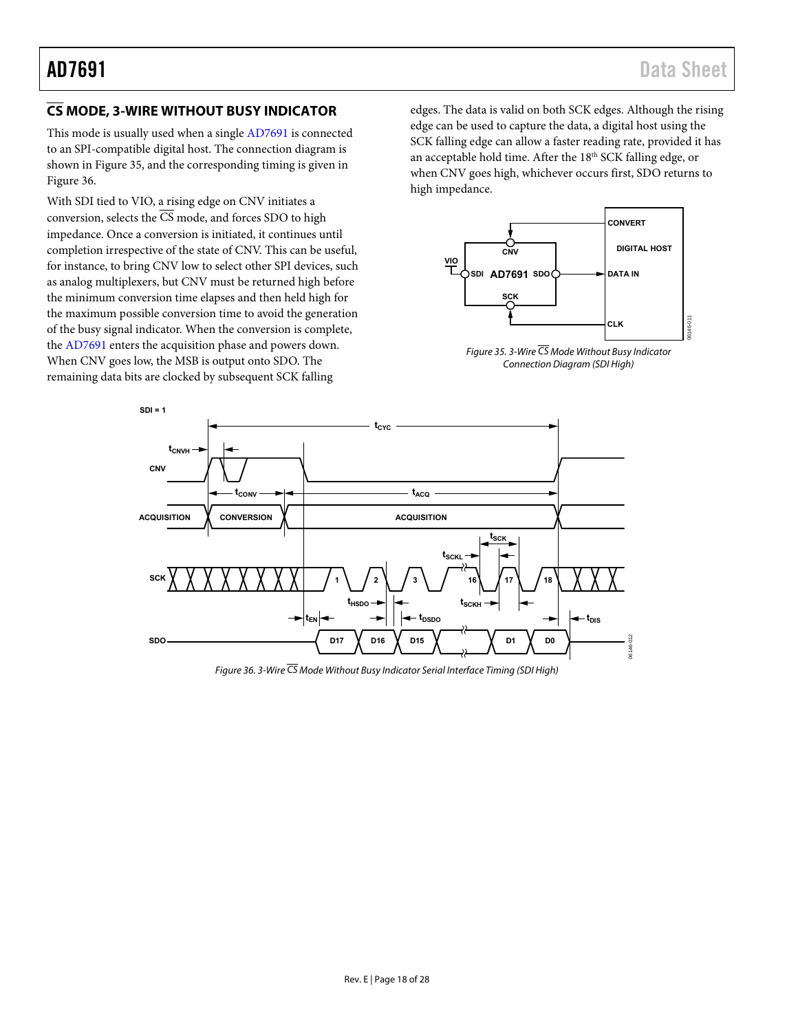## $\overline{\text{CS}}$ MODE, 3-WIRE WITHOUT BUSY INDICATOR

This mode is usually used when a single AD7691 is connected to an SPI-compatible digital host. The connection diagram is shown in Figure 35, and the corresponding timing is given in Figure 36.

With SDI tied to VIO, a rising edge on CNV initiates a conversion, selects the $\overline{\text{CS}}$ mode, and forces SDO to high impedance. Once a conversion is initiated, it continues until completion irrespective of the state of CNV. This can be useful, for instance, to bring CNV low to select other SPI devices, such as analog multiplexers, but CNV must be returned high before the minimum conversion time elapses and then held high for the maximum possible conversion time to avoid the generation of the busy signal indicator. When the conversion is complete, the AD7691 enters the acquisition phase and powers down. When CNV goes low, the MSB is output onto SDO. The remaining data bits are clocked by subsequent SCK falling edges. The data is valid on both SCK edges. Although the rising edge can be used to capture the data, a digital host using the SCK falling edge can allow a faster reading rate, provided it has an acceptable hold time. After the 18th SCK falling edge, or when CNV goes high, whichever occurs first, SDO returns to high impedance.

*Figure 35. 3-Wire $\overline{\text{CS}}$ Mode Without Busy Indicator Connection Diagram (SDI High)*

*Figure 36. 3-Wire $\overline{\text{CS}}$ Mode Without Busy Indicator Serial Interface Timing (SDI High)*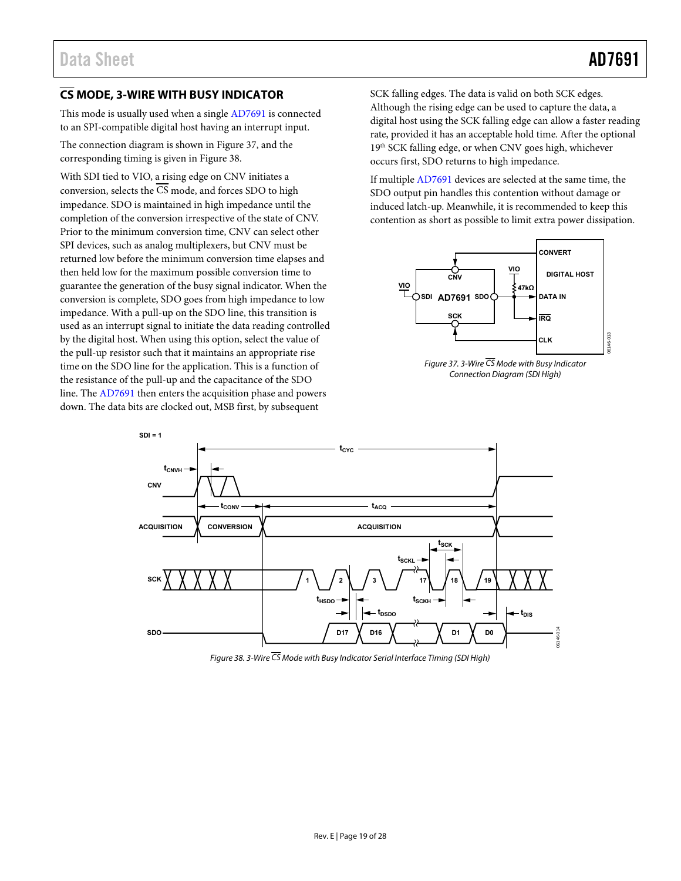## $\overline{CS}$ MODE, 3-WIRE WITH BUSY INDICATOR

This mode is usually used when a single AD7691 is connected to an SPI-compatible digital host having an interrupt input.

The connection diagram is shown in Figure 37, and the corresponding timing is given in Figure 38.

With SDI tied to VIO, a rising edge on CNV initiates a conversion, selects the $\overline{CS}$ mode, and forces SDO to high impedance. SDO is maintained in high impedance until the completion of the conversion irrespective of the state of CNV. Prior to the minimum conversion time, CNV can select other SPI devices, such as analog multiplexers, but CNV must be returned low before the minimum conversion time elapses and then held low for the maximum possible conversion time to guarantee the generation of the busy signal indicator. When the conversion is complete, SDO goes from high impedance to low impedance. With a pull-up on the SDO line, this transition is used as an interrupt signal to initiate the data reading controlled by the digital host. When using this option, select the value of the pull-up resistor such that it maintains an appropriate rise time on the SDO line for the application. This is a function of the resistance of the pull-up and the capacitance of the SDO line. The AD7691 then enters the acquisition phase and powers down. The data bits are clocked out, MSB first, by subsequent SCK falling edges. The data is valid on both SCK edges. Although the rising edge can be used to capture the data, a digital host using the SCK falling edge can allow a faster reading rate, provided it has an acceptable hold time. After the optional 19th SCK falling edge, or when CNV goes high, whichever occurs first, SDO returns to high impedance.

If multiple AD7691 devices are selected at the same time, the SDO output pin handles this contention without damage or induced latch-up. Meanwhile, it is recommended to keep this contention as short as possible to limit extra power dissipation.

Figure 37. 3-Wire $\overline{CS}$ Mode with Busy Indicator Connection Diagram (SDI High)

Figure 38. 3-Wire $\overline{CS}$ Mode with Busy Indicator Serial Interface Timing (SDI High)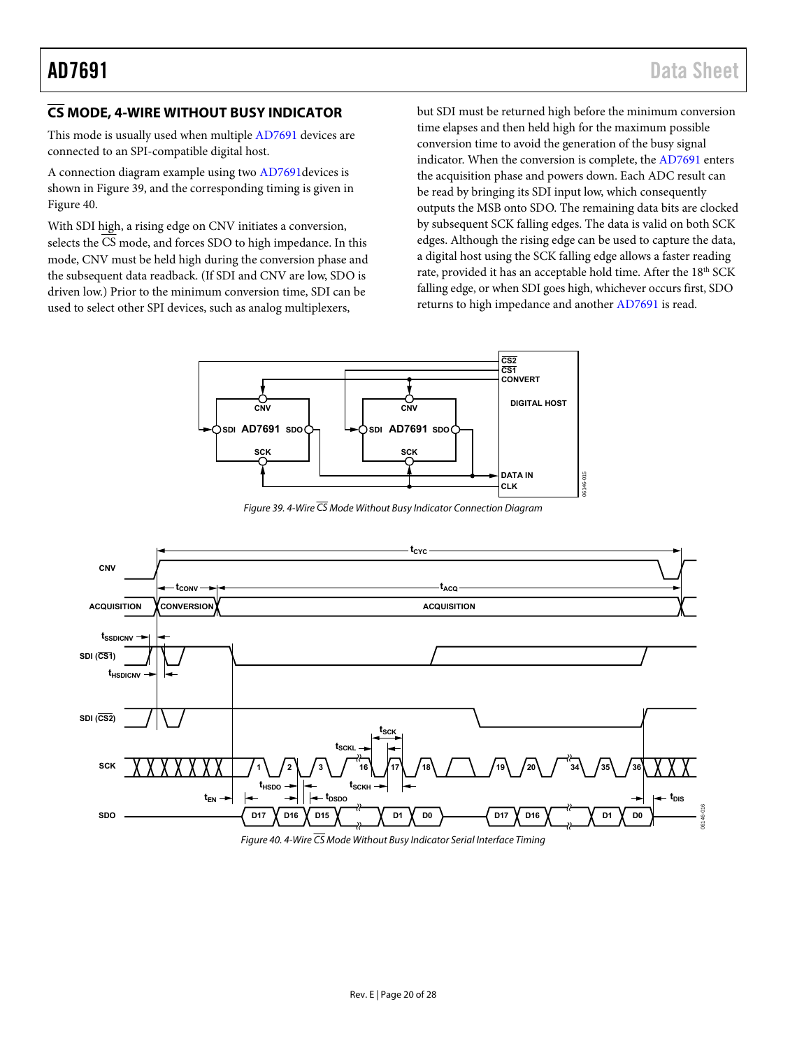## CS MODE, 4-WIRE WITHOUT BUSY INDICATOR

This mode is usually used when multiple AD7691 devices are connected to an SPI-compatible digital host.

A connection diagram example using two AD7691devices is shown in Figure 39, and the corresponding timing is given in Figure 40.

With SDI high, a rising edge on CNV initiates a conversion, selects the CS mode, and forces SDO to high impedance. In this mode, CNV must be held high during the conversion phase and the subsequent data readback. (If SDI and CNV are low, SDO is driven low.) Prior to the minimum conversion time, SDI can be used to select other SPI devices, such as analog multiplexers, but SDI must be returned high before the minimum conversion time elapses and then held high for the maximum possible conversion time to avoid the generation of the busy signal indicator. When the conversion is complete, the AD7691 enters the acquisition phase and powers down. Each ADC result can be read by bringing its SDI input low, which consequently outputs the MSB onto SDO. The remaining data bits are clocked by subsequent SCK falling edges. The data is valid on both SCK edges. Although the rising edge can be used to capture the data, a digital host using the SCK falling edge allows a faster reading rate, provided it has an acceptable hold time. After the 18th SCK falling edge, or when SDI goes high, whichever occurs first, SDO returns to high impedance and another AD7691 is read.

*Figure 39. 4-Wire CS Mode Without Busy Indicator Connection Diagram*

*Figure 40. 4-Wire CS Mode Without Busy Indicator Serial Interface Timing*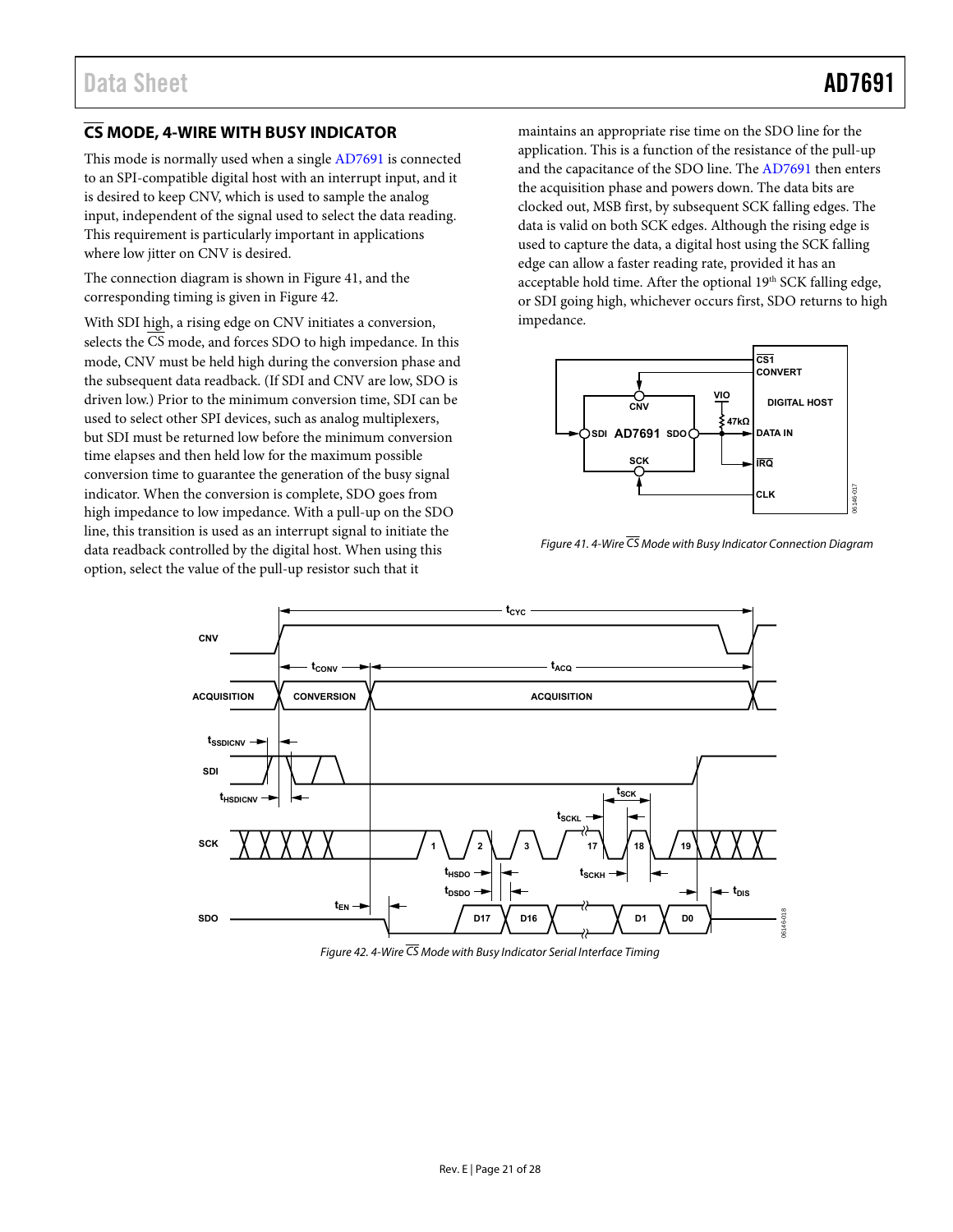## $\overline{CS}$ MODE, 4-WIRE WITH BUSY INDICATOR

This mode is normally used when a single AD7691 is connected to an SPI-compatible digital host with an interrupt input, and it is desired to keep CNV, which is used to sample the analog input, independent of the signal used to select the data reading. This requirement is particularly important in applications where low jitter on CNV is desired.

The connection diagram is shown in Figure 41, and the corresponding timing is given in Figure 42.

With SDI high, a rising edge on CNV initiates a conversion, selects the $\overline{CS}$ mode, and forces SDO to high impedance. In this mode, CNV must be held high during the conversion phase and the subsequent data readback. (If SDI and CNV are low, SDO is driven low.) Prior to the minimum conversion time, SDI can be used to select other SPI devices, such as analog multiplexers, but SDI must be returned low before the minimum conversion time elapses and then held low for the maximum possible conversion time to guarantee the generation of the busy signal indicator. When the conversion is complete, SDO goes from high impedance to low impedance. With a pull-up on the SDO line, this transition is used as an interrupt signal to initiate the data readback controlled by the digital host. When using this option, select the value of the pull-up resistor such that it maintains an appropriate rise time on the SDO line for the application. This is a function of the resistance of the pull-up and the capacitance of the SDO line. The AD7691 then enters the acquisition phase and powers down. The data bits are clocked out, MSB first, by subsequent SCK falling edges. The data is valid on both SCK edges. Although the rising edge is used to capture the data, a digital host using the SCK falling edge can allow a faster reading rate, provided it has an acceptable hold time. After the optional 19th SCK falling edge, or SDI going high, whichever occurs first, SDO returns to high impedance.

*Figure 41. 4-Wire $\overline{CS}$ Mode with Busy Indicator Connection Diagram*

*Figure 42. 4-Wire $\overline{CS}$ Mode with Busy Indicator Serial Interface Timing*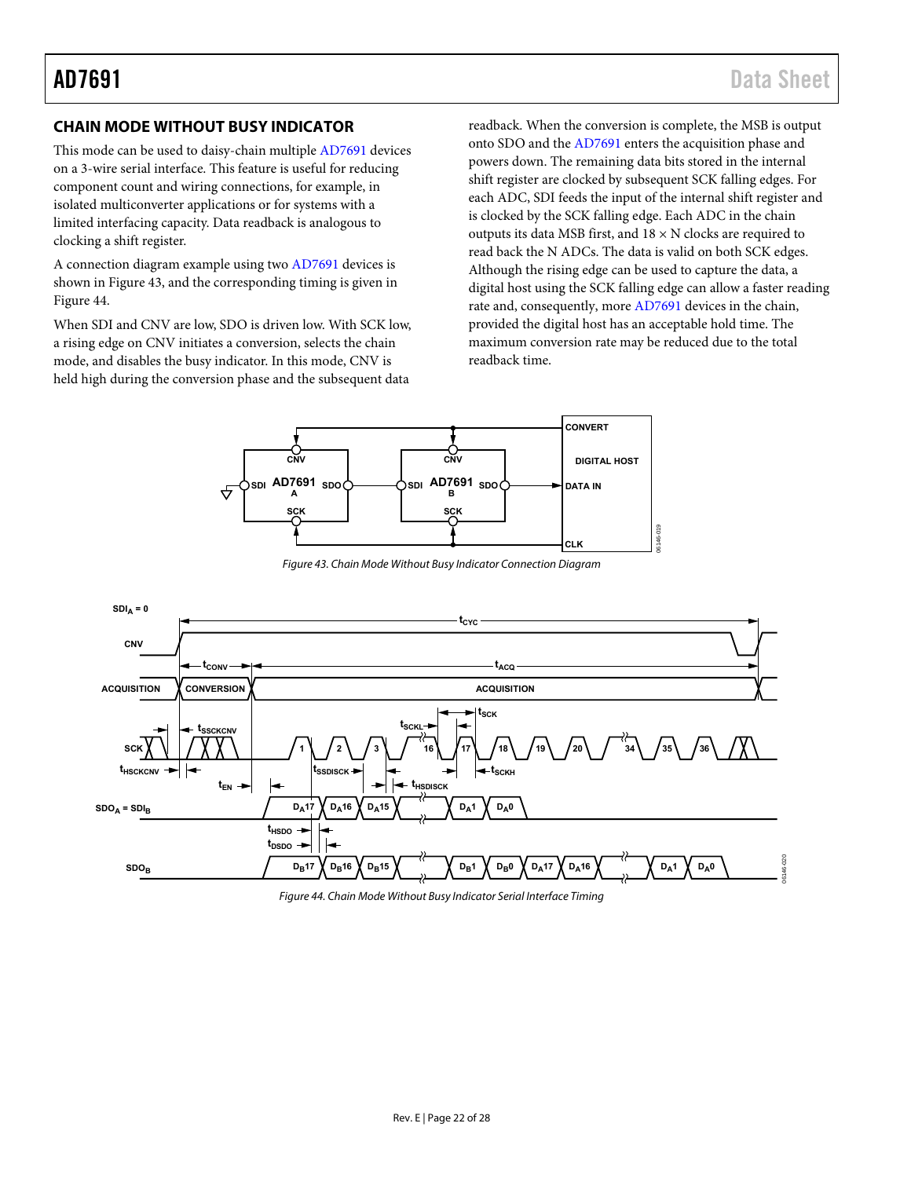## CHAIN MODE WITHOUT BUSY INDICATOR

This mode can be used to daisy-chain multiple AD7691 devices on a 3-wire serial interface. This feature is useful for reducing component count and wiring connections, for example, in isolated multiconverter applications or for systems with a limited interfacing capacity. Data readback is analogous to clocking a shift register.

A connection diagram example using two AD7691 devices is shown in Figure 43, and the corresponding timing is given in Figure 44.

When SDI and CNV are low, SDO is driven low. With SCK low, a rising edge on CNV initiates a conversion, selects the chain mode, and disables the busy indicator. In this mode, CNV is held high during the conversion phase and the subsequent data readback. When the conversion is complete, the MSB is output onto SDO and the AD7691 enters the acquisition phase and powers down. The remaining data bits stored in the internal shift register are clocked by subsequent SCK falling edges. For each ADC, SDI feeds the input of the internal shift register and is clocked by the SCK falling edge. Each ADC in the chain outputs its data MSB first, and 18 × N clocks are required to read back the N ADCs. The data is valid on both SCK edges. Although the rising edge can be used to capture the data, a digital host using the SCK falling edge can allow a faster reading rate and, consequently, more AD7691 devices in the chain, provided the digital host has an acceptable hold time. The maximum conversion rate may be reduced due to the total readback time.

*Figure 43. Chain Mode Without Busy Indicator Connection Diagram*

*Figure 44. Chain Mode Without Busy Indicator Serial Interface Timing*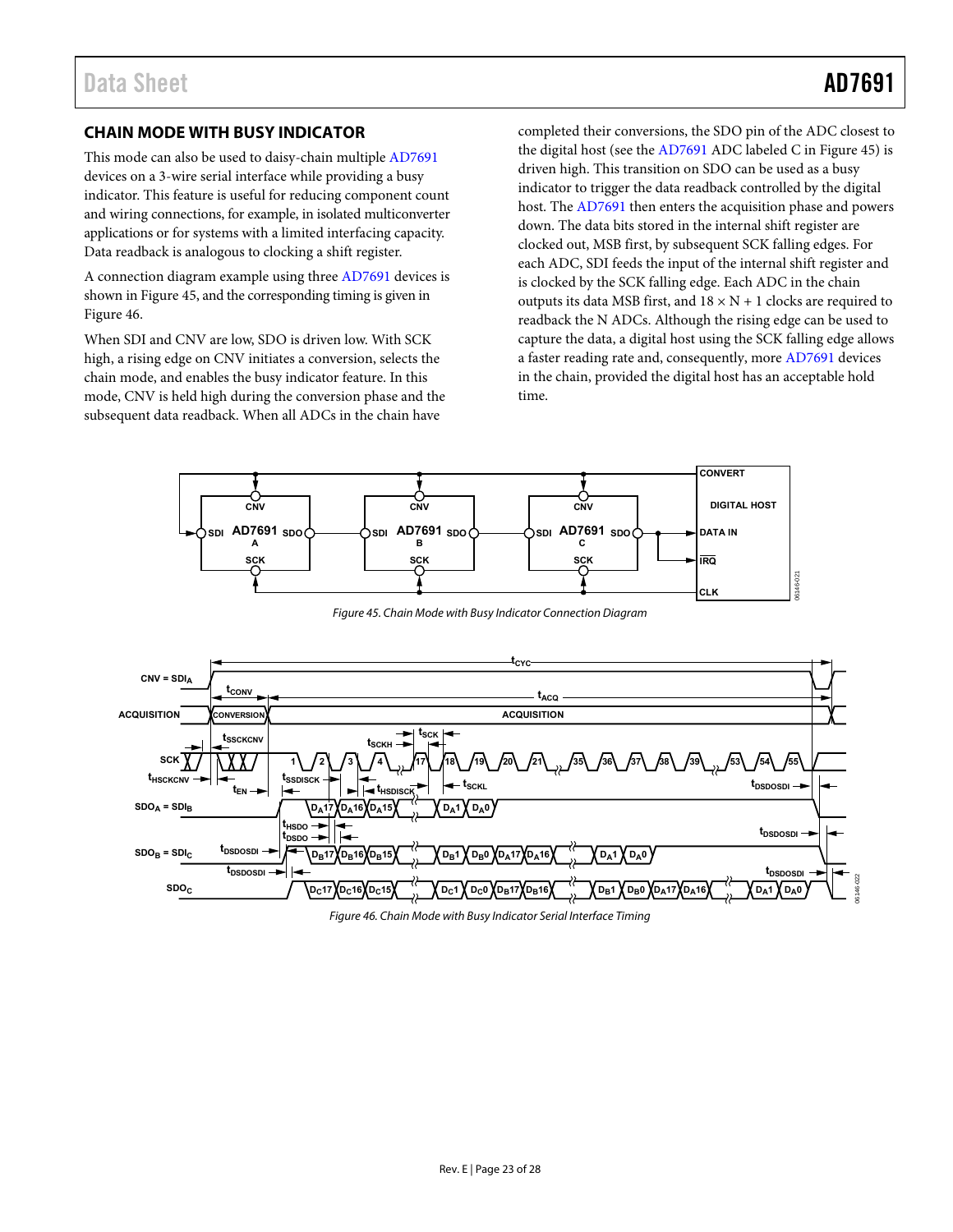## CHAIN MODE WITH BUSY INDICATOR

This mode can also be used to daisy-chain multiple AD7691 devices on a 3-wire serial interface while providing a busy indicator. This feature is useful for reducing component count and wiring connections, for example, in isolated multiconverter applications or for systems with a limited interfacing capacity. Data readback is analogous to clocking a shift register.

A connection diagram example using three AD7691 devices is shown in Figure 45, and the corresponding timing is given in Figure 46.

When SDI and CNV are low, SDO is driven low. With SCK high, a rising edge on CNV initiates a conversion, selects the chain mode, and enables the busy indicator feature. In this mode, CNV is held high during the conversion phase and the subsequent data readback. When all ADCs in the chain have completed their conversions, the SDO pin of the ADC closest to the digital host (see the AD7691 ADC labeled C in Figure 45) is driven high. This transition on SDO can be used as a busy indicator to trigger the data readback controlled by the digital host. The AD7691 then enters the acquisition phase and powers down. The data bits stored in the internal shift register are clocked out, MSB first, by subsequent SCK falling edges. For each ADC, SDI feeds the input of the internal shift register and is clocked by the SCK falling edge. Each ADC in the chain outputs its data MSB first, and 18 × N + 1 clocks are required to readback the N ADCs. Although the rising edge can be used to capture the data, a digital host using the SCK falling edge allows a faster reading rate and, consequently, more AD7691 devices in the chain, provided the digital host has an acceptable hold time.

*Figure 45. Chain Mode with Busy Indicator Connection Diagram*

*Figure 46. Chain Mode with Busy Indicator Serial Interface Timing*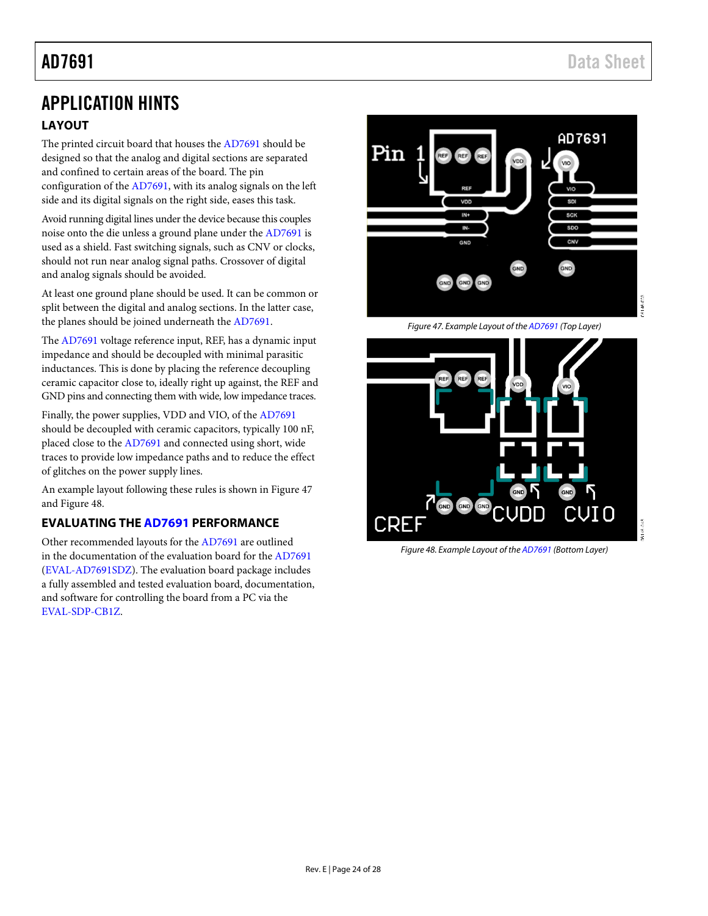# APPLICATION HINTS

## LAYOUT

The printed circuit board that houses the AD7691 should be designed so that the analog and digital sections are separated and confined to certain areas of the board. The pin configuration of the AD7691, with its analog signals on the left side and its digital signals on the right side, eases this task.

Avoid running digital lines under the device because this couples noise onto the die unless a ground plane under the AD7691 is used as a shield. Fast switching signals, such as CNV or clocks, should not run near analog signal paths. Crossover of digital and analog signals should be avoided.

At least one ground plane should be used. It can be common or split between the digital and analog sections. In the latter case, the planes should be joined underneath the AD7691.

The AD7691 voltage reference input, REF, has a dynamic input impedance and should be decoupled with minimal parasitic inductances. This is done by placing the reference decoupling ceramic capacitor close to, ideally right up against, the REF and GND pins and connecting them with wide, low impedance traces.

Finally, the power supplies, VDD and VIO, of the AD7691 should be decoupled with ceramic capacitors, typically 100 nF, placed close to the AD7691 and connected using short, wide traces to provide low impedance paths and to reduce the effect of glitches on the power supply lines.

An example layout following these rules is shown in Figure 47 and Figure 48.

## EVALUATING THE AD7691 PERFORMANCE

Other recommended layouts for the AD7691 are outlined in the documentation of the evaluation board for the AD7691 (EVAL-AD7691SDZ). The evaluation board package includes a fully assembled and tested evaluation board, documentation, and software for controlling the board from a PC via the EVAL-SDP-CB1Z.

*Figure 47. Example Layout of the AD7691 (Top Layer)*

*Figure 48. Example Layout of the AD7691 (Bottom Layer)*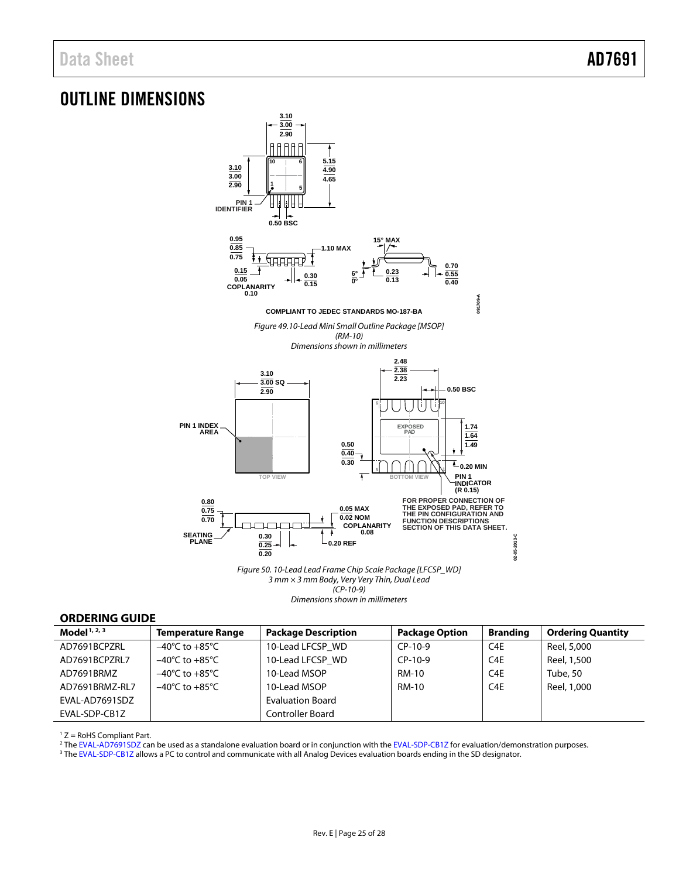## OUTLINE DIMENSIONS

COMPLIANT TO JEDEC STANDARDS MO-187-BA

*Figure 49.10-Lead Mini Small Outline Package [MSOP] (RM-10) Dimensions shown in millimeters*

FOR PROPER CONNECTION OF THE EXPOSED PAD, REFER TO THE PIN CONFIGURATION AND FUNCTION DESCRIPTIONS SECTION OF THIS DATA SHEET.

*Figure 50. 10-Lead Lead Frame Chip Scale Package [LFCSP_WD] 3 mm × 3 mm Body, Very Very Thin, Dual Lead (CP-10-9) Dimensions shown in millimeters*

### ORDERING GUIDE

| Model[1, 2, 3] | Temperature Range | Package Description | Package Option | Branding | Ordering Quantity |
|---|---|---|---|---|---|
| AD7691BCPZRL | −40°C to +85°C | 10-Lead LFCSP_WD | CP-10-9 | C4E | Reel, 5,000 |
| AD7691BCPZRL7 | −40°C to +85°C | 10-Lead LFCSP_WD | CP-10-9 | C4E | Reel, 1,500 |
| AD7691BRMZ | −40°C to +85°C | 10-Lead MSOP | RM-10 | C4E | Tube, 50 |
| AD7691BRMZ-RL7 | −40°C to +85°C | 10-Lead MSOP | RM-10 | C4E | Reel, 1,000 |
| EVAL-AD7691SDZ | | Evaluation Board | | | |
| EVAL-SDP-CB1Z | | Controller Board | | | |

[1] Z = RoHS Compliant Part.

[2] The EVAL-AD7691SDZ can be used as a standalone evaluation board or in conjunction with the EVAL-SDP-CB1Z for evaluation/demonstration purposes.

[3] The EVAL-SDP-CB1Z allows a PC to control and communicate with all Analog Devices evaluation boards ending in the SD designator.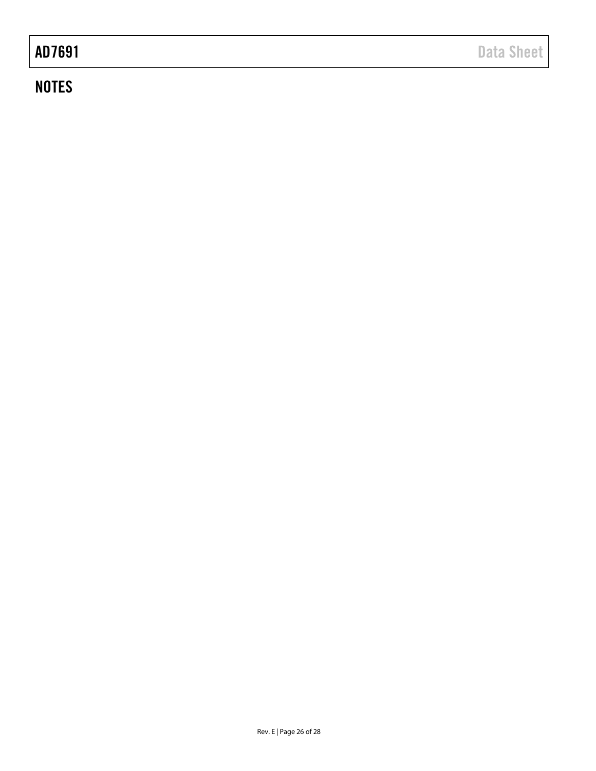## NOTES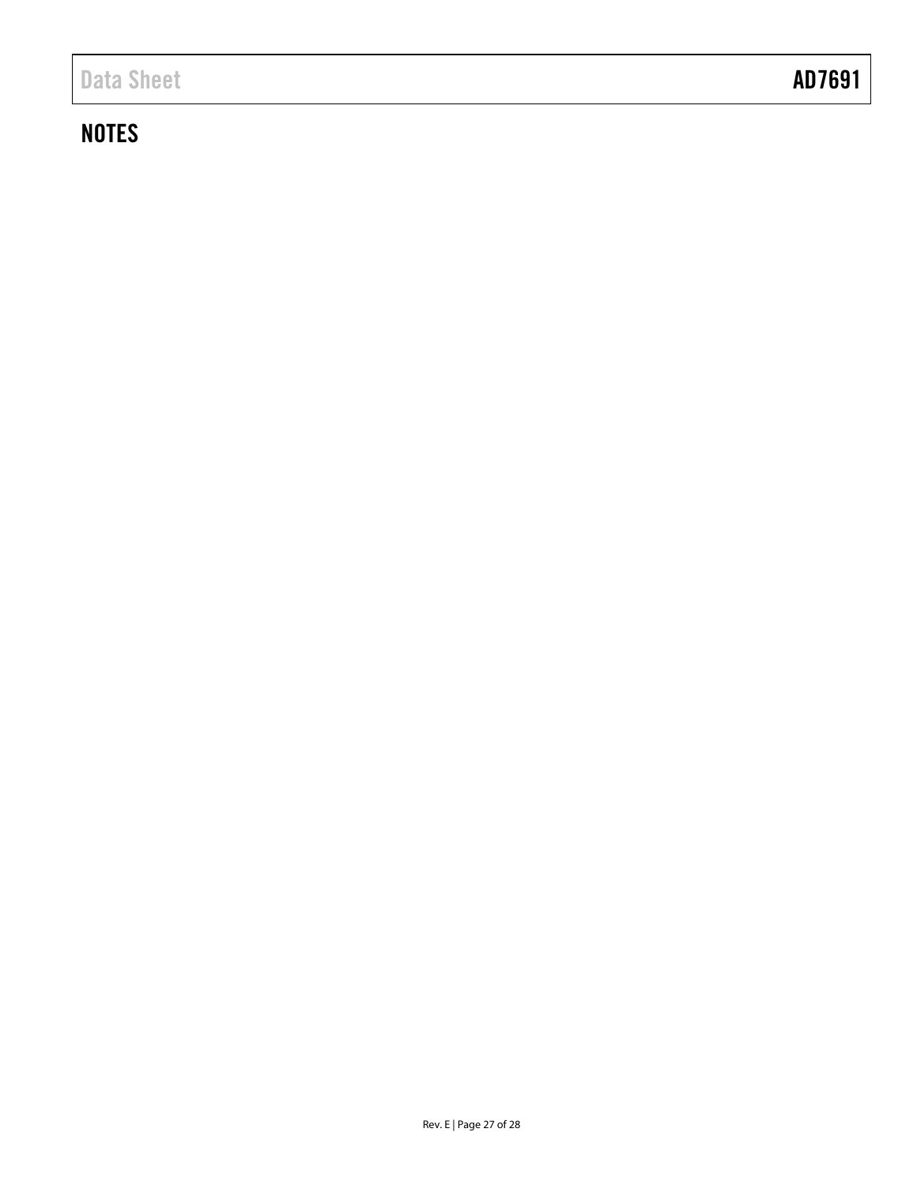## NOTES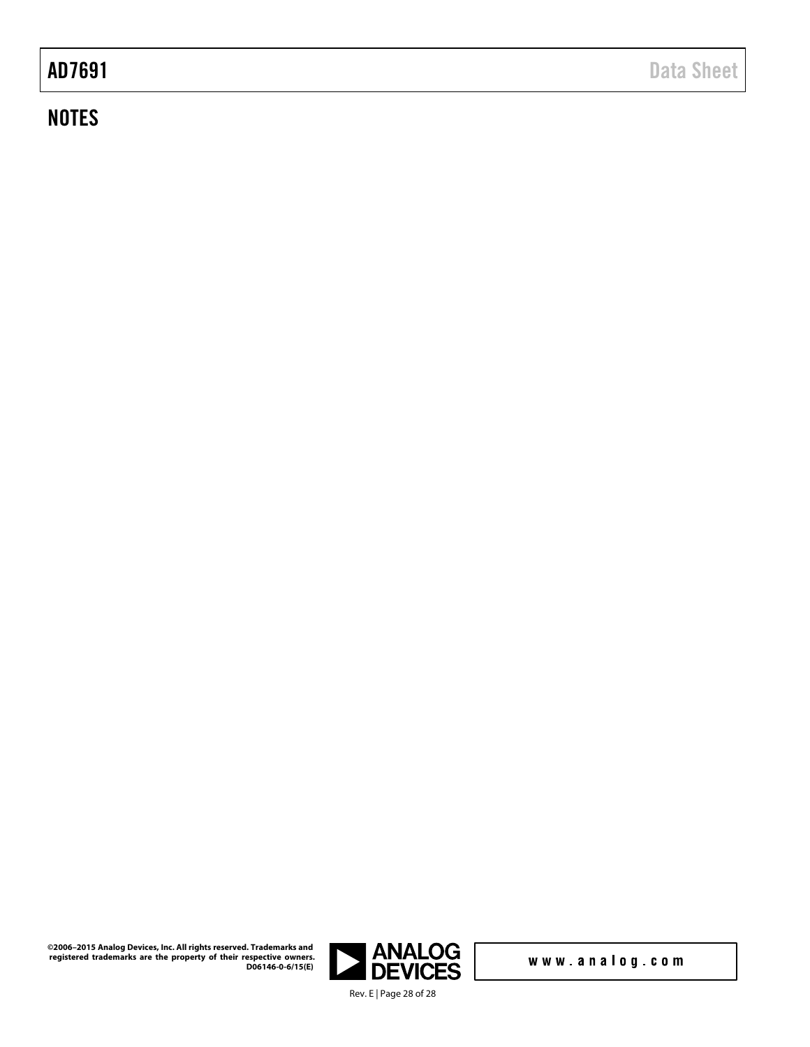## NOTES

©2006–2015 Analog Devices, Inc. All rights reserved. Trademarks and registered trademarks are the property of their respective owners.
D06146-0-6/15(E)

www.analog.com